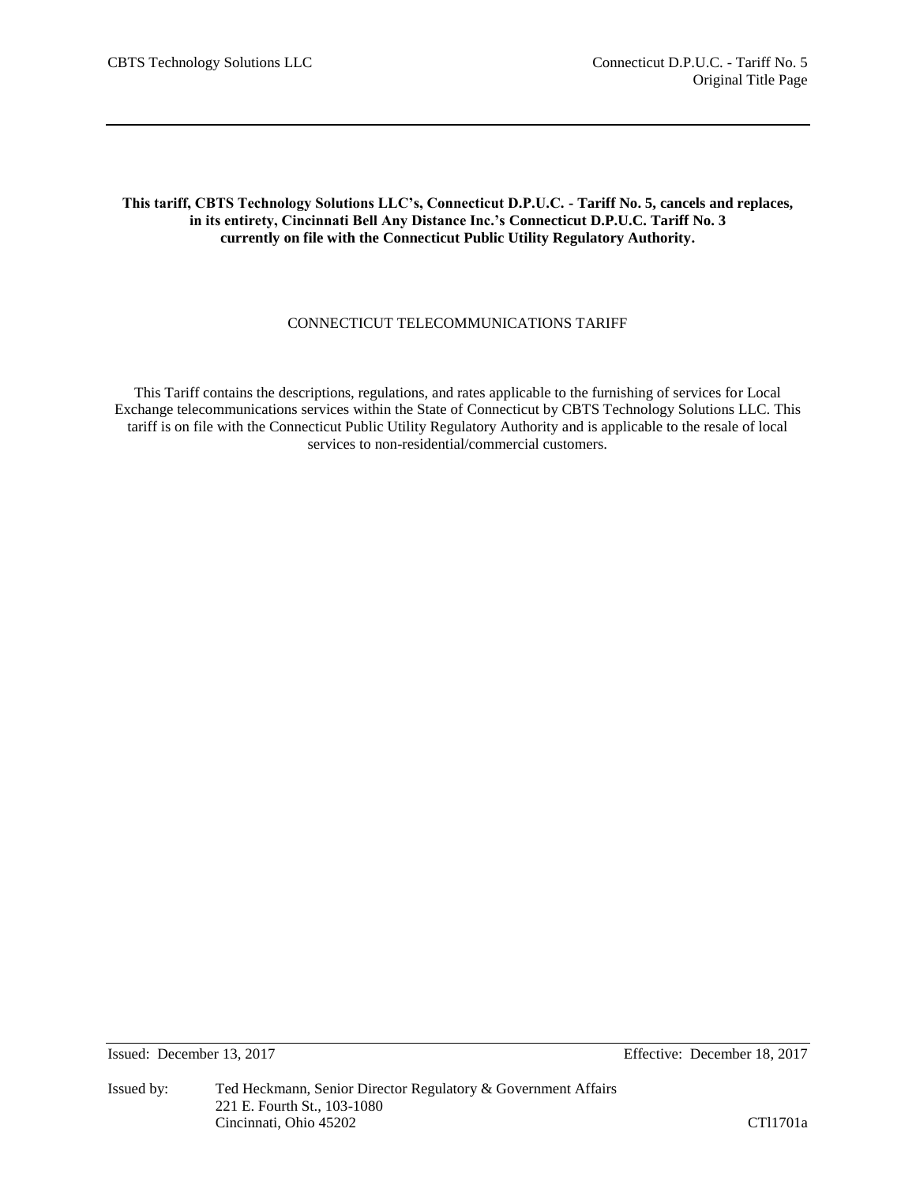**This tariff, CBTS Technology Solutions LLC's, Connecticut D.P.U.C. - Tariff No. 5, cancels and replaces, in its entirety, Cincinnati Bell Any Distance Inc.'s Connecticut D.P.U.C. Tariff No. 3 currently on file with the Connecticut Public Utility Regulatory Authority.**

CONNECTICUT TELECOMMUNICATIONS TARIFF

This Tariff contains the descriptions, regulations, and rates applicable to the furnishing of services for Local Exchange telecommunications services within the State of Connecticut by CBTS Technology Solutions LLC. This tariff is on file with the Connecticut Public Utility Regulatory Authority and is applicable to the resale of local services to non-residential/commercial customers.

Issued: December 13, 2017 Effective: December 18, 2017

Issued by: Ted Heckmann, Senior Director Regulatory & Government Affairs
221 E. Fourth St., 103-1080
Cincinnati, Ohio 45202

CTl1701a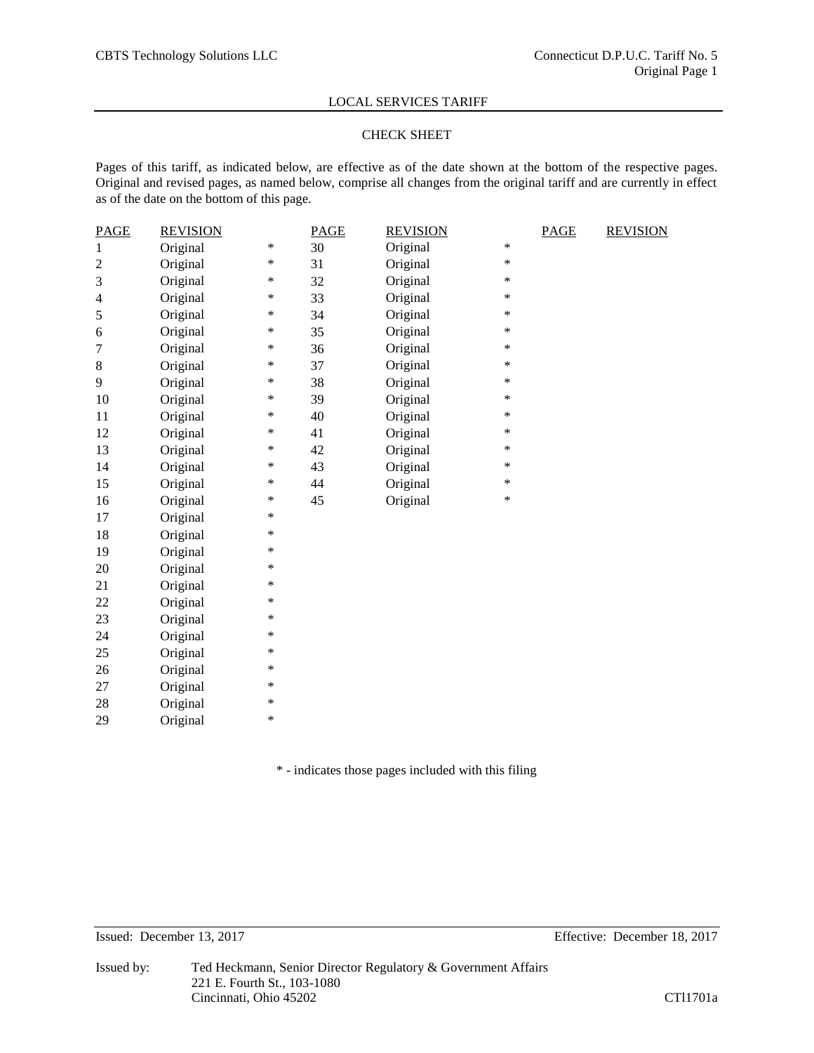LOCAL SERVICES TARIFF

## CHECK SHEET

Pages of this tariff, as indicated below, are effective as of the date shown at the bottom of the respective pages. Original and revised pages, as named below, comprise all changes from the original tariff and are currently in effect as of the date on the bottom of this page.

| PAGE | REVISION | | PAGE | REVISION | | PAGE | REVISION |
|---|---|---|---|---|---|---|---|
| 1 | Original | * | 30 | Original | * | | |
| 2 | Original | * | 31 | Original | * | | |
| 3 | Original | * | 32 | Original | * | | |
| 4 | Original | * | 33 | Original | * | | |
| 5 | Original | * | 34 | Original | * | | |
| 6 | Original | * | 35 | Original | * | | |
| 7 | Original | * | 36 | Original | * | | |
| 8 | Original | * | 37 | Original | * | | |
| 9 | Original | * | 38 | Original | * | | |
| 10 | Original | * | 39 | Original | * | | |
| 11 | Original | * | 40 | Original | * | | |
| 12 | Original | * | 41 | Original | * | | |
| 13 | Original | * | 42 | Original | * | | |
| 14 | Original | * | 43 | Original | * | | |
| 15 | Original | * | 44 | Original | * | | |
| 16 | Original | * | 45 | Original | * | | |
| 17 | Original | * | | | | | |
| 18 | Original | * | | | | | |
| 19 | Original | * | | | | | |
| 20 | Original | * | | | | | |
| 21 | Original | * | | | | | |
| 22 | Original | * | | | | | |
| 23 | Original | * | | | | | |
| 24 | Original | * | | | | | |
| 25 | Original | * | | | | | |
| 26 | Original | * | | | | | |
| 27 | Original | * | | | | | |
| 28 | Original | * | | | | | |
| 29 | Original | * | | | | | |

* - indicates those pages included with this filing

Issued: December 13, 2017 Effective: December 18, 2017

Issued by: Ted Heckmann, Senior Director Regulatory & Government Affairs
221 E. Fourth St., 103-1080
Cincinnati, Ohio 45202

CTl1701a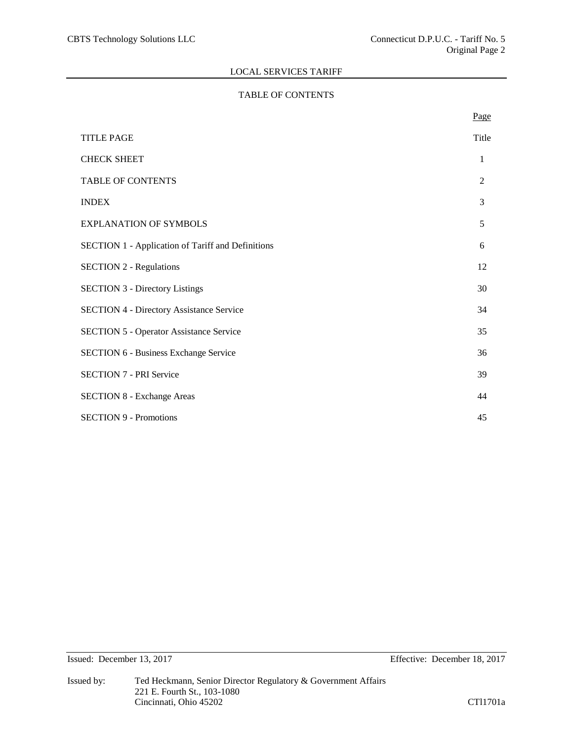# LOCAL SERVICES TARIFF

## TABLE OF CONTENTS

| | Page |
|---|---|
| TITLE PAGE | Title |
| CHECK SHEET | 1 |
| TABLE OF CONTENTS | 2 |
| INDEX | 3 |
| EXPLANATION OF SYMBOLS | 5 |
| SECTION 1 - Application of Tariff and Definitions | 6 |
| SECTION 2 - Regulations | 12 |
| SECTION 3 - Directory Listings | 30 |
| SECTION 4 - Directory Assistance Service | 34 |
| SECTION 5 - Operator Assistance Service | 35 |
| SECTION 6 - Business Exchange Service | 36 |
| SECTION 7 - PRI Service | 39 |
| SECTION 8 - Exchange Areas | 44 |
| SECTION 9 - Promotions | 45 |

Issued: December 13, 2017

Effective: December 18, 2017

Issued by: Ted Heckmann, Senior Director Regulatory & Government Affairs
221 E. Fourth St., 103-1080
Cincinnati, Ohio 45202

CTl1701a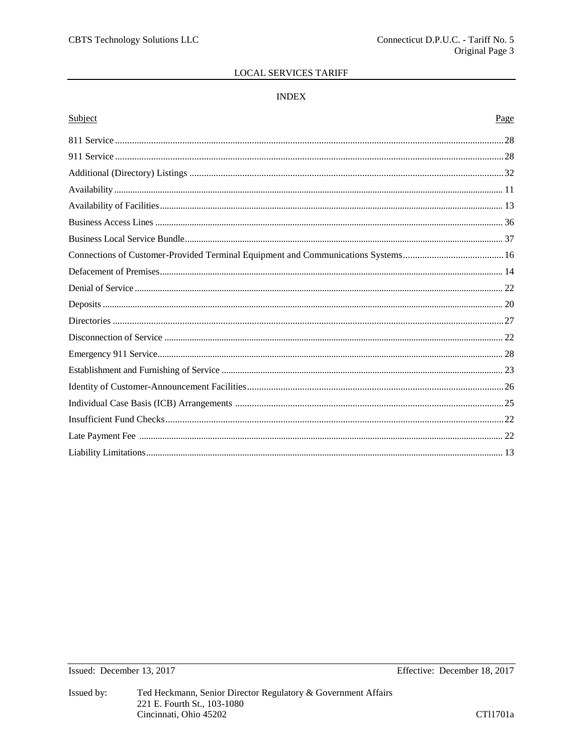LOCAL SERVICES TARIFF

## INDEX

| Subject | Page |
|---|---|
| 811 Service | 28 |
| 911 Service | 28 |
| Additional (Directory) Listings | 32 |
| Availability | 11 |
| Availability of Facilities | 13 |
| Business Access Lines | 36 |
| Business Local Service Bundle | 37 |
| Connections of Customer-Provided Terminal Equipment and Communications Systems | 16 |
| Defacement of Premises | 14 |
| Denial of Service | 22 |
| Deposits | 20 |
| Directories | 27 |
| Disconnection of Service | 22 |
| Emergency 911 Service | 28 |
| Establishment and Furnishing of Service | 23 |
| Identity of Customer-Announcement Facilities | 26 |
| Individual Case Basis (ICB) Arrangements | 25 |
| Insufficient Fund Checks | 22 |
| Late Payment Fee | 22 |
| Liability Limitations | 13 |

Issued: December 13, 2017

Effective: December 18, 2017

Issued by: Ted Heckmann, Senior Director Regulatory & Government Affairs
221 E. Fourth St., 103-1080
Cincinnati, Ohio 45202

CTl1701a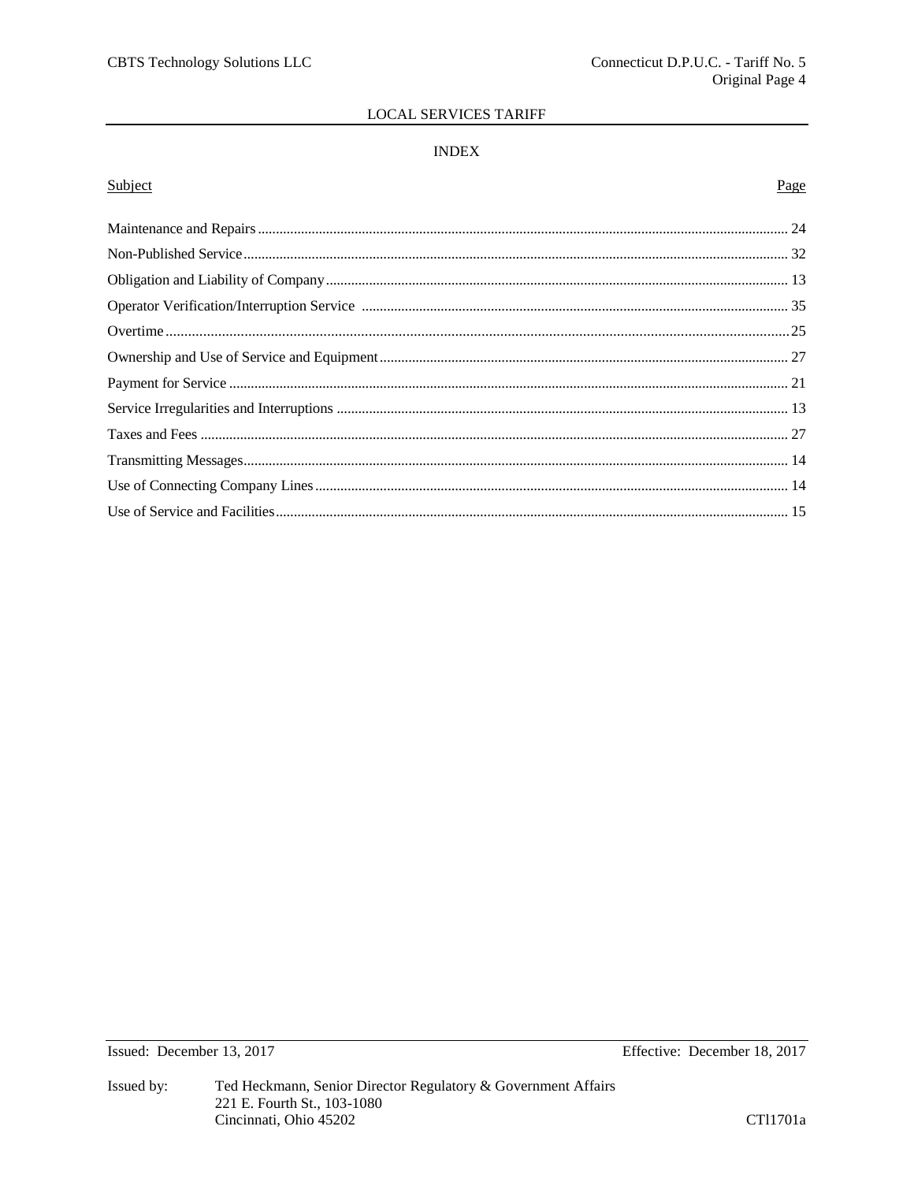# INDEX

| Subject | Page |
|---|---|
| Maintenance and Repairs | 24 |
| Non-Published Service | 32 |
| Obligation and Liability of Company | 13 |
| Operator Verification/Interruption Service | 35 |
| Overtime | 25 |
| Ownership and Use of Service and Equipment | 27 |
| Payment for Service | 21 |
| Service Irregularities and Interruptions | 13 |
| Taxes and Fees | 27 |
| Transmitting Messages | 14 |
| Use of Connecting Company Lines | 14 |
| Use of Service and Facilities | 15 |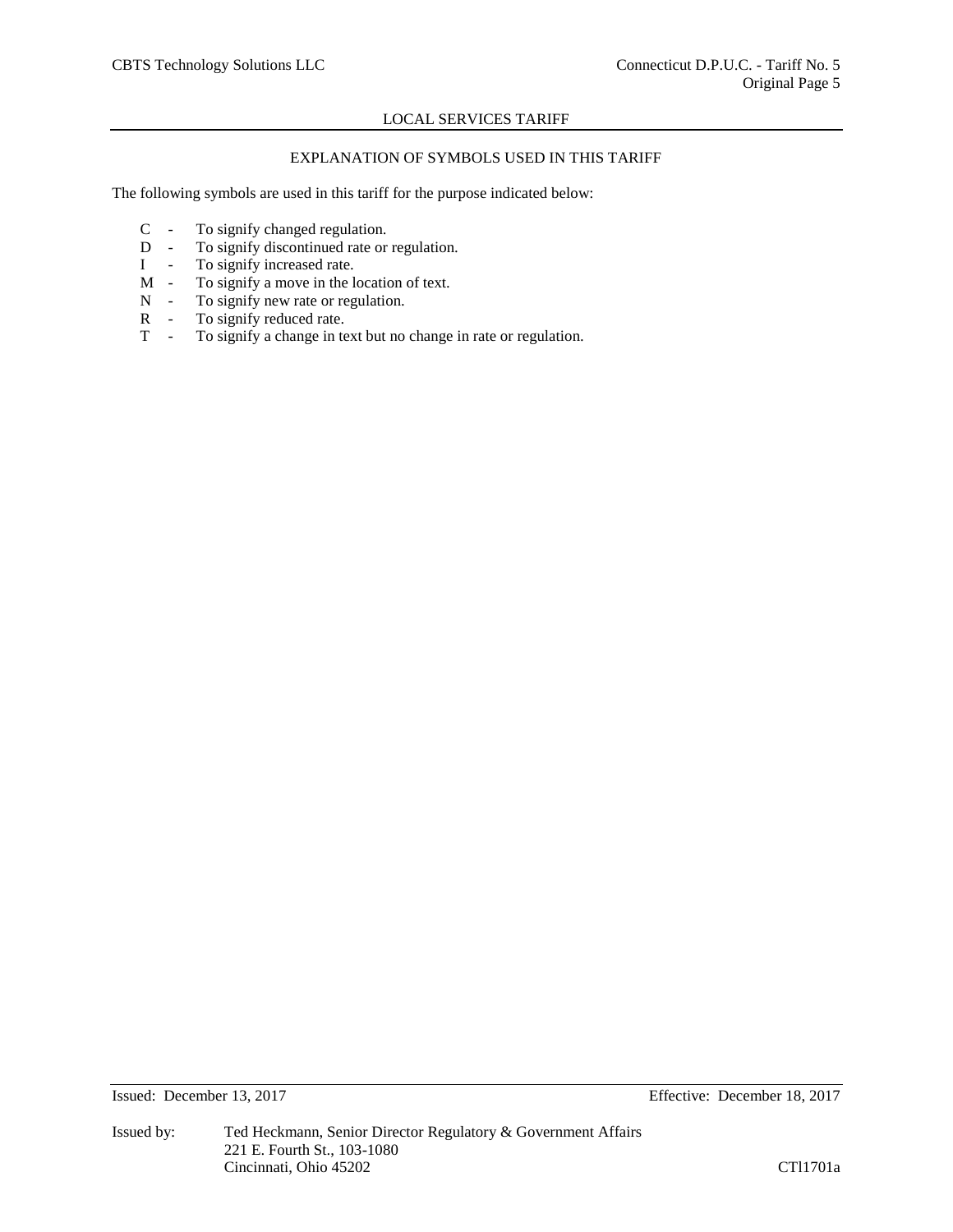## LOCAL SERVICES TARIFF

### EXPLANATION OF SYMBOLS USED IN THIS TARIFF

The following symbols are used in this tariff for the purpose indicated below:

- C - To signify changed regulation.
- D - To signify discontinued rate or regulation.
- I - To signify increased rate.
- M - To signify a move in the location of text.
- N - To signify new rate or regulation.
- R - To signify reduced rate.
- T - To signify a change in text but no change in rate or regulation.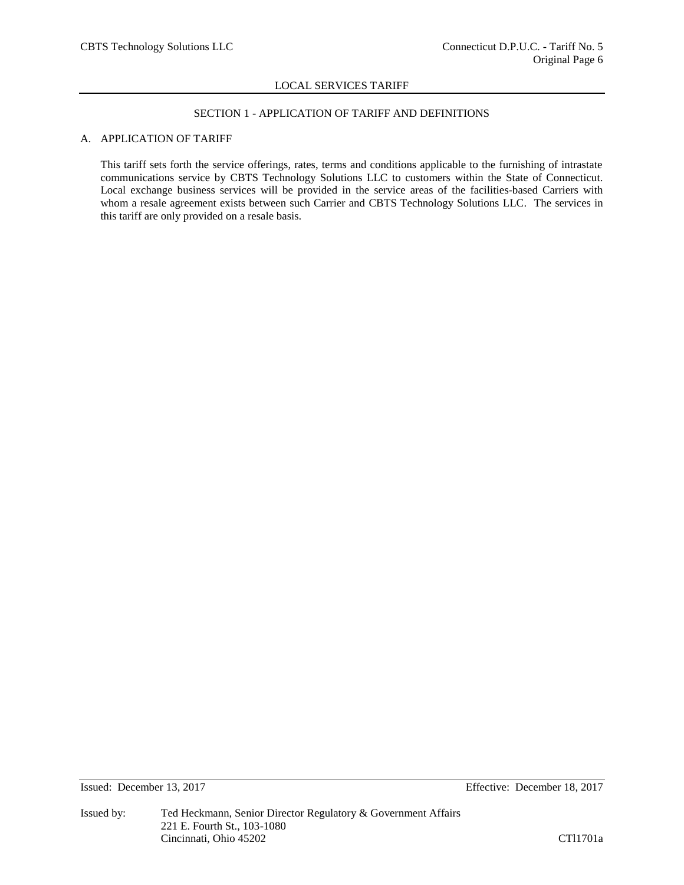## SECTION 1 - APPLICATION OF TARIFF AND DEFINITIONS

### A. APPLICATION OF TARIFF

This tariff sets forth the service offerings, rates, terms and conditions applicable to the furnishing of intrastate communications service by CBTS Technology Solutions LLC to customers within the State of Connecticut. Local exchange business services will be provided in the service areas of the facilities-based Carriers with whom a resale agreement exists between such Carrier and CBTS Technology Solutions LLC. The services in this tariff are only provided on a resale basis.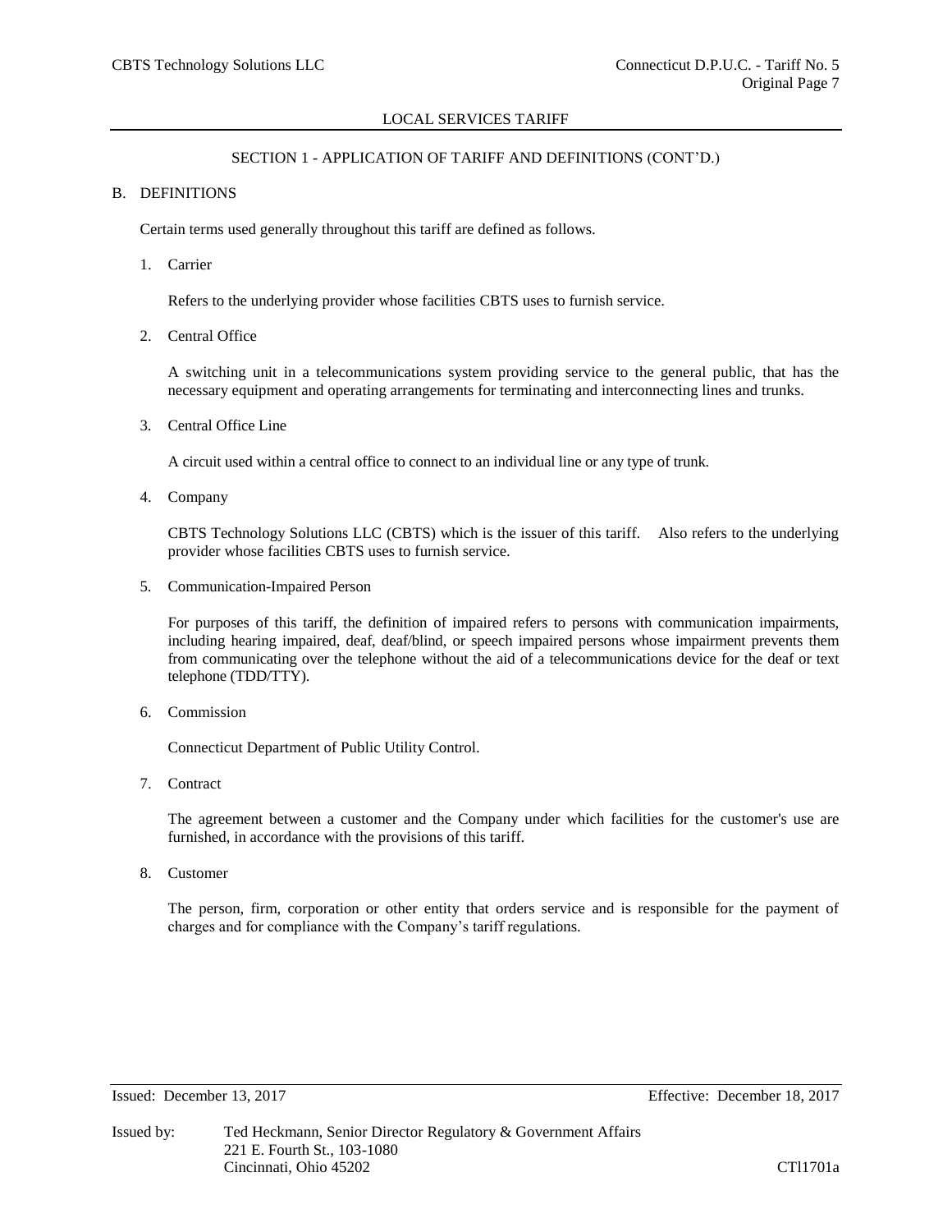LOCAL SERVICES TARIFF

SECTION 1 - APPLICATION OF TARIFF AND DEFINITIONS (CONT'D.)

B. DEFINITIONS

Certain terms used generally throughout this tariff are defined as follows.

1. Carrier

   Refers to the underlying provider whose facilities CBTS uses to furnish service.

2. Central Office

   A switching unit in a telecommunications system providing service to the general public, that has the necessary equipment and operating arrangements for terminating and interconnecting lines and trunks.

3. Central Office Line

   A circuit used within a central office to connect to an individual line or any type of trunk.

4. Company

   CBTS Technology Solutions LLC (CBTS) which is the issuer of this tariff. Also refers to the underlying provider whose facilities CBTS uses to furnish service.

5. Communication-Impaired Person

   For purposes of this tariff, the definition of impaired refers to persons with communication impairments, including hearing impaired, deaf, deaf/blind, or speech impaired persons whose impairment prevents them from communicating over the telephone without the aid of a telecommunications device for the deaf or text telephone (TDD/TTY).

6. Commission

   Connecticut Department of Public Utility Control.

7. Contract

   The agreement between a customer and the Company under which facilities for the customer's use are furnished, in accordance with the provisions of this tariff.

8. Customer

   The person, firm, corporation or other entity that orders service and is responsible for the payment of charges and for compliance with the Company's tariff regulations.

Issued: December 13, 2017 Effective: December 18, 2017

Issued by: Ted Heckmann, Senior Director Regulatory & Government Affairs
221 E. Fourth St., 103-1080
Cincinnati, Ohio 45202 CTl1701a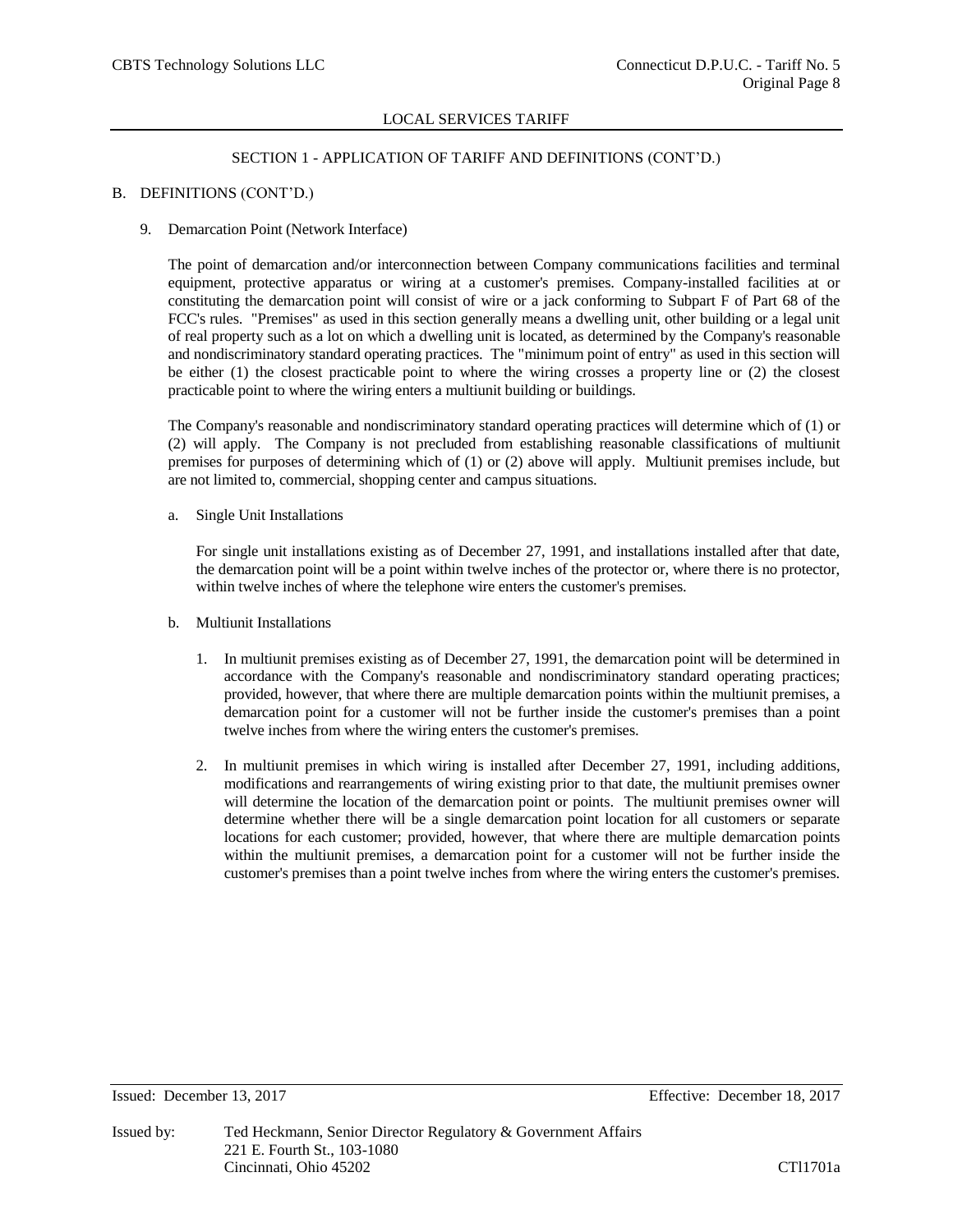LOCAL SERVICES TARIFF

SECTION 1 - APPLICATION OF TARIFF AND DEFINITIONS (CONT'D.)

B. DEFINITIONS (CONT'D.)

9. Demarcation Point (Network Interface)

   The point of demarcation and/or interconnection between Company communications facilities and terminal equipment, protective apparatus or wiring at a customer's premises. Company-installed facilities at or constituting the demarcation point will consist of wire or a jack conforming to Subpart F of Part 68 of the FCC's rules. "Premises" as used in this section generally means a dwelling unit, other building or a legal unit of real property such as a lot on which a dwelling unit is located, as determined by the Company's reasonable and nondiscriminatory standard operating practices. The "minimum point of entry" as used in this section will be either (1) the closest practicable point to where the wiring crosses a property line or (2) the closest practicable point to where the wiring enters a multiunit building or buildings.

   The Company's reasonable and nondiscriminatory standard operating practices will determine which of (1) or (2) will apply. The Company is not precluded from establishing reasonable classifications of multiunit premises for purposes of determining which of (1) or (2) above will apply. Multiunit premises include, but are not limited to, commercial, shopping center and campus situations.

   a. Single Unit Installations

      For single unit installations existing as of December 27, 1991, and installations installed after that date, the demarcation point will be a point within twelve inches of the protector or, where there is no protector, within twelve inches of where the telephone wire enters the customer's premises.

   b. Multiunit Installations

      1. In multiunit premises existing as of December 27, 1991, the demarcation point will be determined in accordance with the Company's reasonable and nondiscriminatory standard operating practices; provided, however, that where there are multiple demarcation points within the multiunit premises, a demarcation point for a customer will not be further inside the customer's premises than a point twelve inches from where the wiring enters the customer's premises.

      2. In multiunit premises in which wiring is installed after December 27, 1991, including additions, modifications and rearrangements of wiring existing prior to that date, the multiunit premises owner will determine the location of the demarcation point or points. The multiunit premises owner will determine whether there will be a single demarcation point location for all customers or separate locations for each customer; provided, however, that where there are multiple demarcation points within the multiunit premises, a demarcation point for a customer will not be further inside the customer's premises than a point twelve inches from where the wiring enters the customer's premises.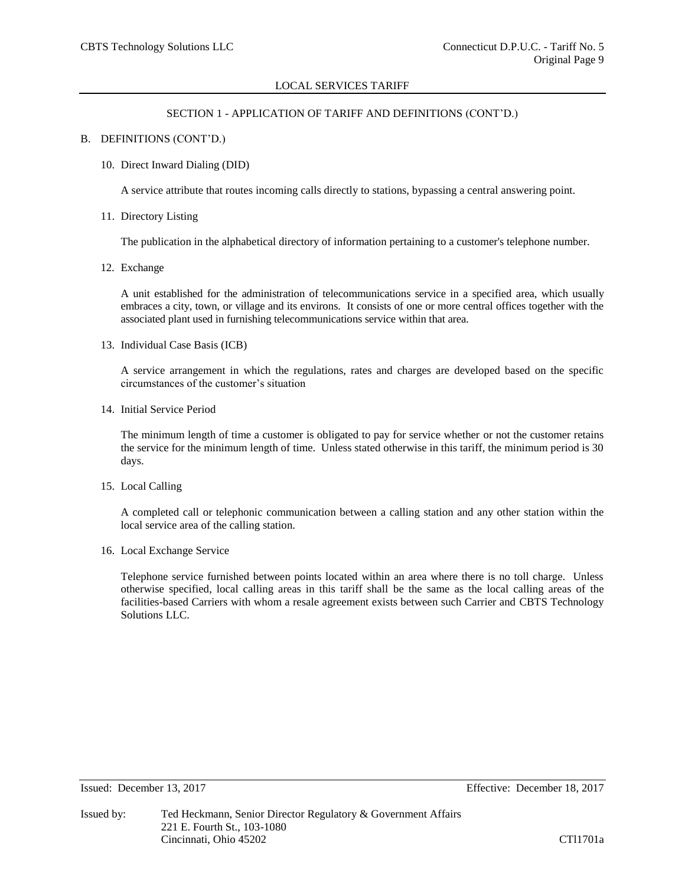LOCAL SERVICES TARIFF

SECTION 1 - APPLICATION OF TARIFF AND DEFINITIONS (CONT'D.)

B. DEFINITIONS (CONT'D.)

10. Direct Inward Dialing (DID)

    A service attribute that routes incoming calls directly to stations, bypassing a central answering point.

11. Directory Listing

    The publication in the alphabetical directory of information pertaining to a customer's telephone number.

12. Exchange

    A unit established for the administration of telecommunications service in a specified area, which usually embraces a city, town, or village and its environs. It consists of one or more central offices together with the associated plant used in furnishing telecommunications service within that area.

13. Individual Case Basis (ICB)

    A service arrangement in which the regulations, rates and charges are developed based on the specific circumstances of the customer's situation

14. Initial Service Period

    The minimum length of time a customer is obligated to pay for service whether or not the customer retains the service for the minimum length of time. Unless stated otherwise in this tariff, the minimum period is 30 days.

15. Local Calling

    A completed call or telephonic communication between a calling station and any other station within the local service area of the calling station.

16. Local Exchange Service

    Telephone service furnished between points located within an area where there is no toll charge. Unless otherwise specified, local calling areas in this tariff shall be the same as the local calling areas of the facilities-based Carriers with whom a resale agreement exists between such Carrier and CBTS Technology Solutions LLC.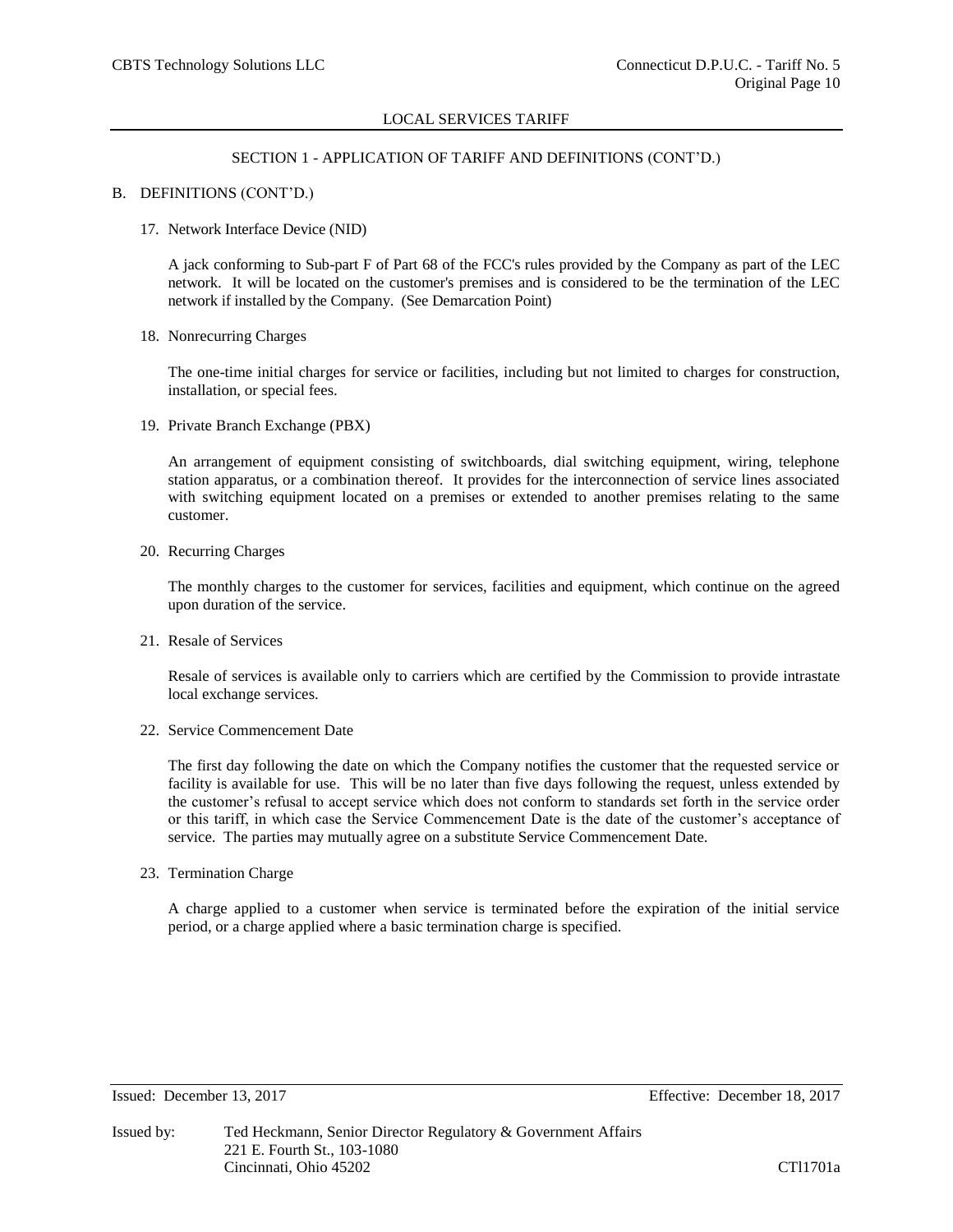## SECTION 1 - APPLICATION OF TARIFF AND DEFINITIONS (CONT'D.)

### B. DEFINITIONS (CONT'D.)

17. Network Interface Device (NID)

    A jack conforming to Sub-part F of Part 68 of the FCC's rules provided by the Company as part of the LEC network. It will be located on the customer's premises and is considered to be the termination of the LEC network if installed by the Company. (See Demarcation Point)

18. Nonrecurring Charges

    The one-time initial charges for service or facilities, including but not limited to charges for construction, installation, or special fees.

19. Private Branch Exchange (PBX)

    An arrangement of equipment consisting of switchboards, dial switching equipment, wiring, telephone station apparatus, or a combination thereof. It provides for the interconnection of service lines associated with switching equipment located on a premises or extended to another premises relating to the same customer.

20. Recurring Charges

    The monthly charges to the customer for services, facilities and equipment, which continue on the agreed upon duration of the service.

21. Resale of Services

    Resale of services is available only to carriers which are certified by the Commission to provide intrastate local exchange services.

22. Service Commencement Date

    The first day following the date on which the Company notifies the customer that the requested service or facility is available for use. This will be no later than five days following the request, unless extended by the customer's refusal to accept service which does not conform to standards set forth in the service order or this tariff, in which case the Service Commencement Date is the date of the customer's acceptance of service. The parties may mutually agree on a substitute Service Commencement Date.

23. Termination Charge

    A charge applied to a customer when service is terminated before the expiration of the initial service period, or a charge applied where a basic termination charge is specified.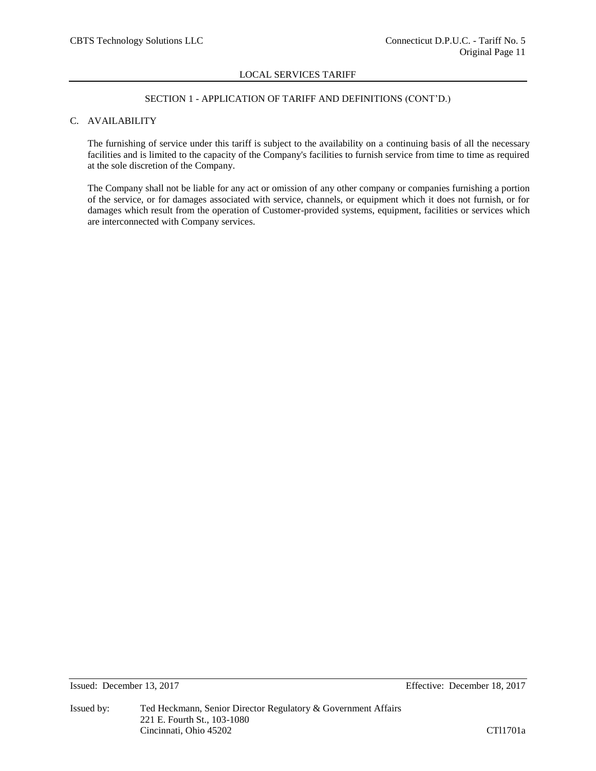## SECTION 1 - APPLICATION OF TARIFF AND DEFINITIONS (CONT'D.)

### C. AVAILABILITY

The furnishing of service under this tariff is subject to the availability on a continuing basis of all the necessary facilities and is limited to the capacity of the Company's facilities to furnish service from time to time as required at the sole discretion of the Company.

The Company shall not be liable for any act or omission of any other company or companies furnishing a portion of the service, or for damages associated with service, channels, or equipment which it does not furnish, or for damages which result from the operation of Customer-provided systems, equipment, facilities or services which are interconnected with Company services.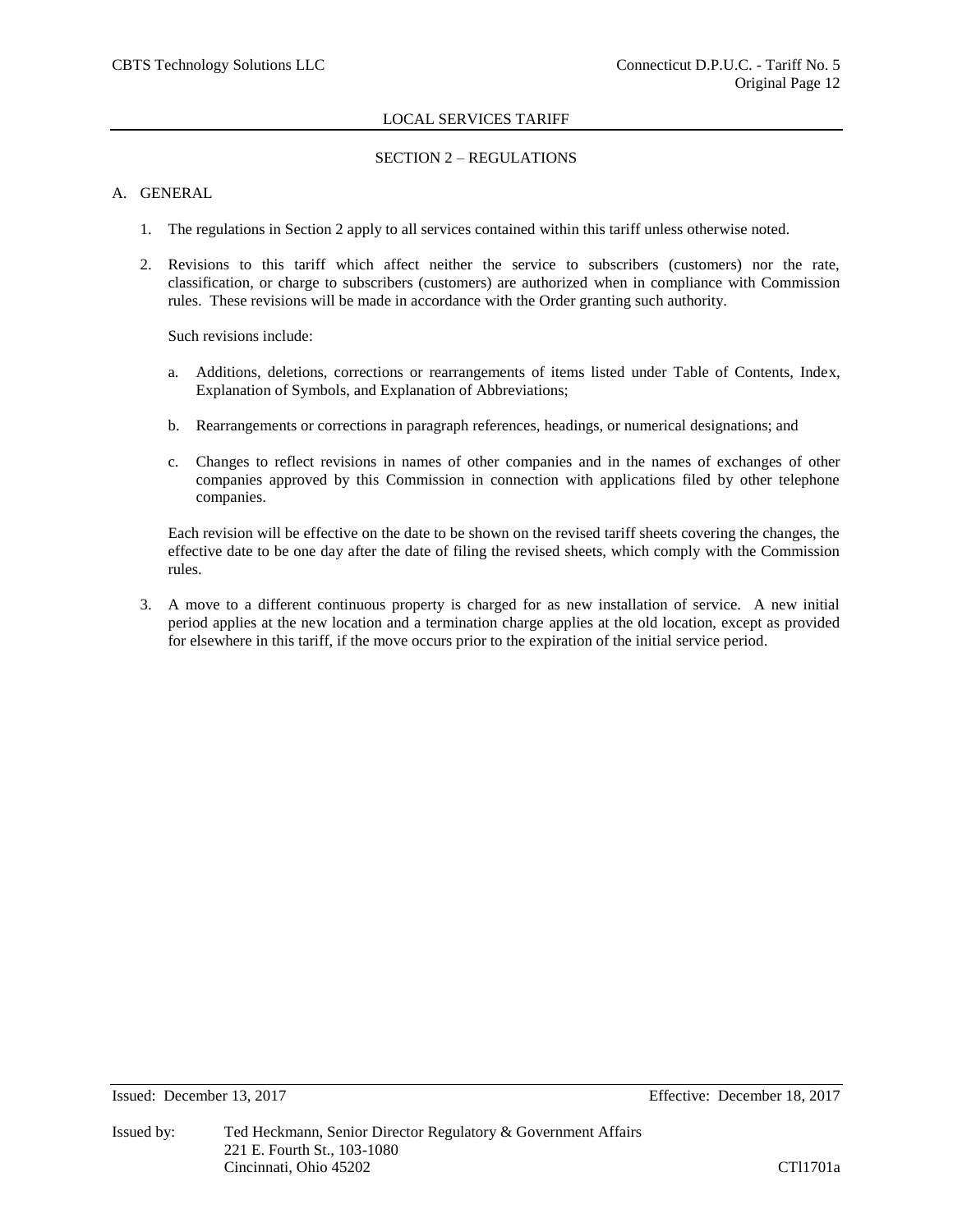## SECTION 2 – REGULATIONS

### A. GENERAL

1. The regulations in Section 2 apply to all services contained within this tariff unless otherwise noted.

2. Revisions to this tariff which affect neither the service to subscribers (customers) nor the rate, classification, or charge to subscribers (customers) are authorized when in compliance with Commission rules. These revisions will be made in accordance with the Order granting such authority.

   Such revisions include:

   a. Additions, deletions, corrections or rearrangements of items listed under Table of Contents, Index, Explanation of Symbols, and Explanation of Abbreviations;

   b. Rearrangements or corrections in paragraph references, headings, or numerical designations; and

   c. Changes to reflect revisions in names of other companies and in the names of exchanges of other companies approved by this Commission in connection with applications filed by other telephone companies.

   Each revision will be effective on the date to be shown on the revised tariff sheets covering the changes, the effective date to be one day after the date of filing the revised sheets, which comply with the Commission rules.

3. A move to a different continuous property is charged for as new installation of service. A new initial period applies at the new location and a termination charge applies at the old location, except as provided for elsewhere in this tariff, if the move occurs prior to the expiration of the initial service period.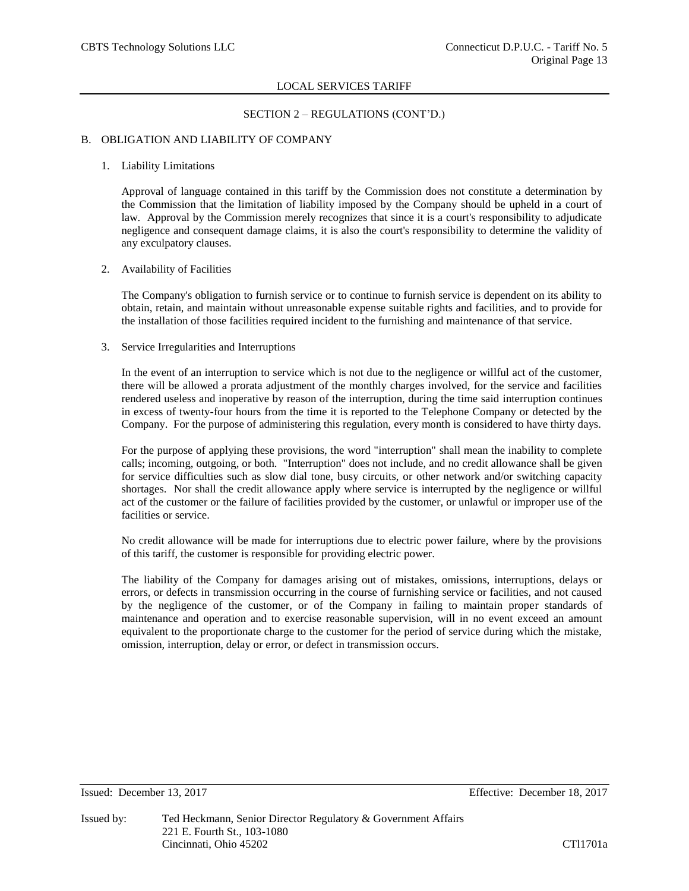## SECTION 2 – REGULATIONS (CONT'D.)

### B. OBLIGATION AND LIABILITY OF COMPANY

1. Liability Limitations

   Approval of language contained in this tariff by the Commission does not constitute a determination by the Commission that the limitation of liability imposed by the Company should be upheld in a court of law. Approval by the Commission merely recognizes that since it is a court's responsibility to adjudicate negligence and consequent damage claims, it is also the court's responsibility to determine the validity of any exculpatory clauses.

2. Availability of Facilities

   The Company's obligation to furnish service or to continue to furnish service is dependent on its ability to obtain, retain, and maintain without unreasonable expense suitable rights and facilities, and to provide for the installation of those facilities required incident to the furnishing and maintenance of that service.

3. Service Irregularities and Interruptions

   In the event of an interruption to service which is not due to the negligence or willful act of the customer, there will be allowed a prorata adjustment of the monthly charges involved, for the service and facilities rendered useless and inoperative by reason of the interruption, during the time said interruption continues in excess of twenty-four hours from the time it is reported to the Telephone Company or detected by the Company. For the purpose of administering this regulation, every month is considered to have thirty days.

   For the purpose of applying these provisions, the word "interruption" shall mean the inability to complete calls; incoming, outgoing, or both. "Interruption" does not include, and no credit allowance shall be given for service difficulties such as slow dial tone, busy circuits, or other network and/or switching capacity shortages. Nor shall the credit allowance apply where service is interrupted by the negligence or willful act of the customer or the failure of facilities provided by the customer, or unlawful or improper use of the facilities or service.

   No credit allowance will be made for interruptions due to electric power failure, where by the provisions of this tariff, the customer is responsible for providing electric power.

   The liability of the Company for damages arising out of mistakes, omissions, interruptions, delays or errors, or defects in transmission occurring in the course of furnishing service or facilities, and not caused by the negligence of the customer, or of the Company in failing to maintain proper standards of maintenance and operation and to exercise reasonable supervision, will in no event exceed an amount equivalent to the proportionate charge to the customer for the period of service during which the mistake, omission, interruption, delay or error, or defect in transmission occurs.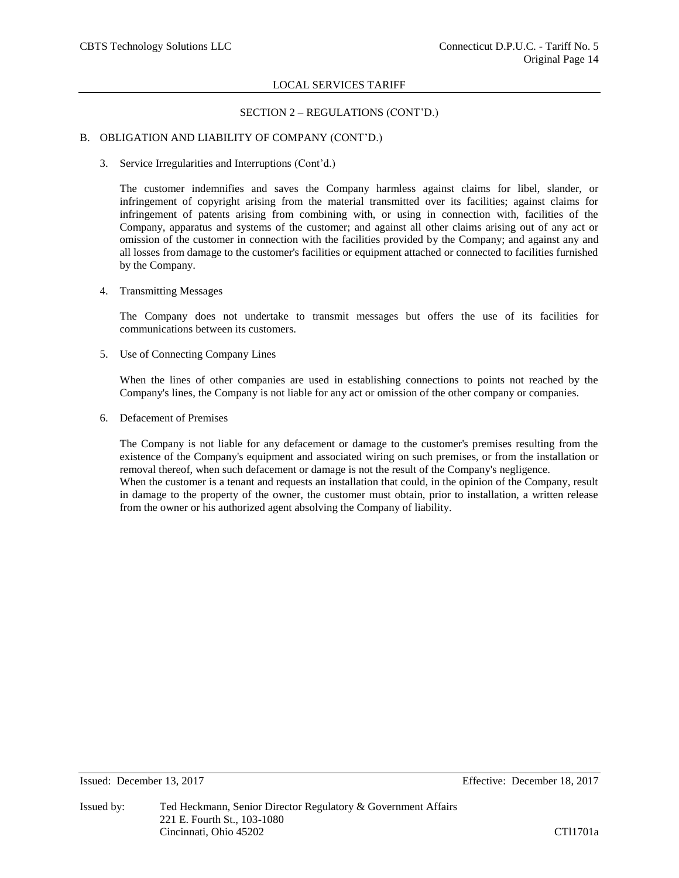LOCAL SERVICES TARIFF

SECTION 2 – REGULATIONS (CONT'D.)

B. OBLIGATION AND LIABILITY OF COMPANY (CONT'D.)

3. Service Irregularities and Interruptions (Cont'd.)

   The customer indemnifies and saves the Company harmless against claims for libel, slander, or infringement of copyright arising from the material transmitted over its facilities; against claims for infringement of patents arising from combining with, or using in connection with, facilities of the Company, apparatus and systems of the customer; and against all other claims arising out of any act or omission of the customer in connection with the facilities provided by the Company; and against any and all losses from damage to the customer's facilities or equipment attached or connected to facilities furnished by the Company.

4. Transmitting Messages

   The Company does not undertake to transmit messages but offers the use of its facilities for communications between its customers.

5. Use of Connecting Company Lines

   When the lines of other companies are used in establishing connections to points not reached by the Company's lines, the Company is not liable for any act or omission of the other company or companies.

6. Defacement of Premises

   The Company is not liable for any defacement or damage to the customer's premises resulting from the existence of the Company's equipment and associated wiring on such premises, or from the installation or removal thereof, when such defacement or damage is not the result of the Company's negligence.
   When the customer is a tenant and requests an installation that could, in the opinion of the Company, result in damage to the property of the owner, the customer must obtain, prior to installation, a written release from the owner or his authorized agent absolving the Company of liability.

Issued: December 13, 2017 Effective: December 18, 2017

Issued by: Ted Heckmann, Senior Director Regulatory & Government Affairs
221 E. Fourth St., 103-1080
Cincinnati, Ohio 45202 CTl1701a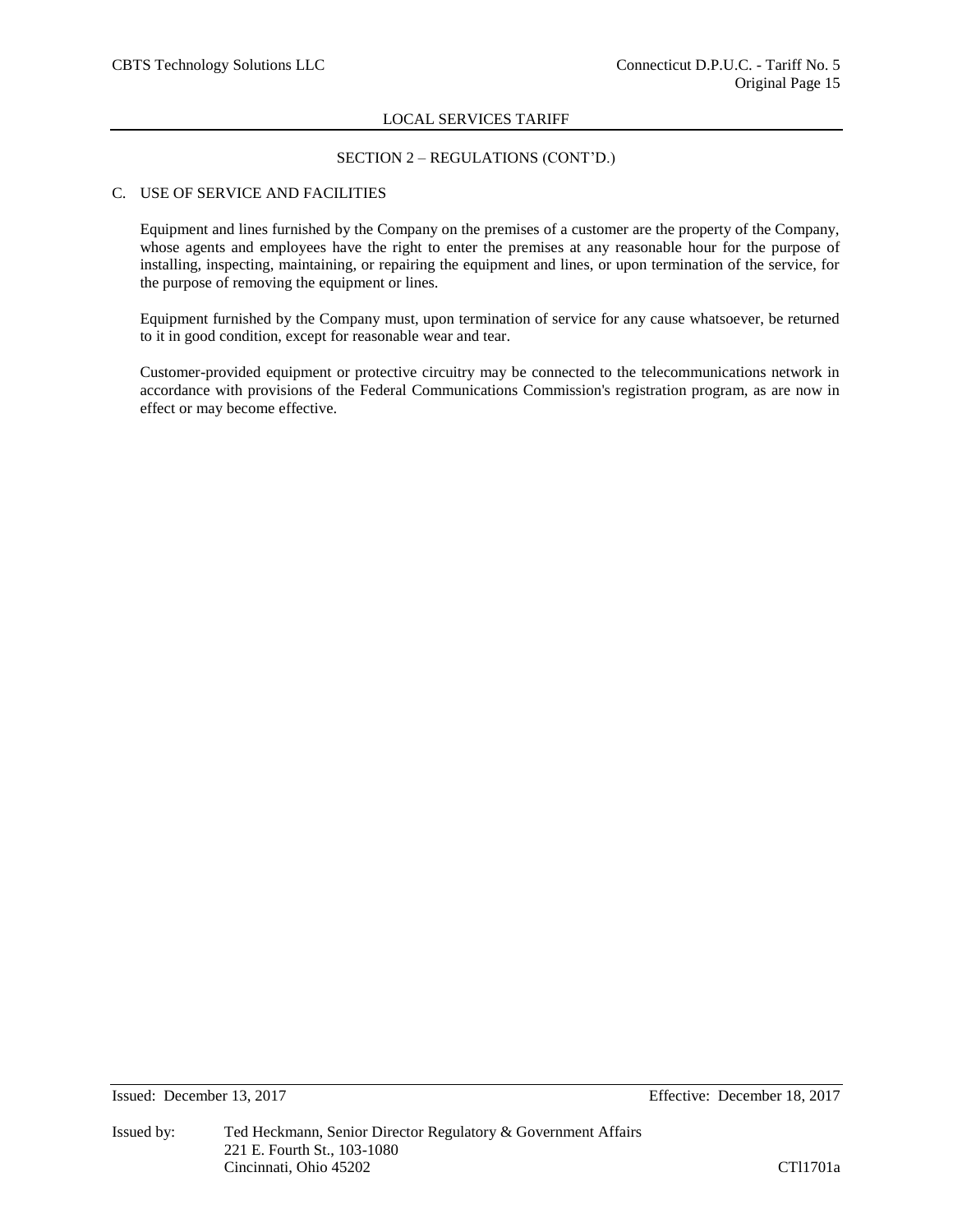## SECTION 2 – REGULATIONS (CONT'D.)

### C. USE OF SERVICE AND FACILITIES

Equipment and lines furnished by the Company on the premises of a customer are the property of the Company, whose agents and employees have the right to enter the premises at any reasonable hour for the purpose of installing, inspecting, maintaining, or repairing the equipment and lines, or upon termination of the service, for the purpose of removing the equipment or lines.

Equipment furnished by the Company must, upon termination of service for any cause whatsoever, be returned to it in good condition, except for reasonable wear and tear.

Customer-provided equipment or protective circuitry may be connected to the telecommunications network in accordance with provisions of the Federal Communications Commission's registration program, as are now in effect or may become effective.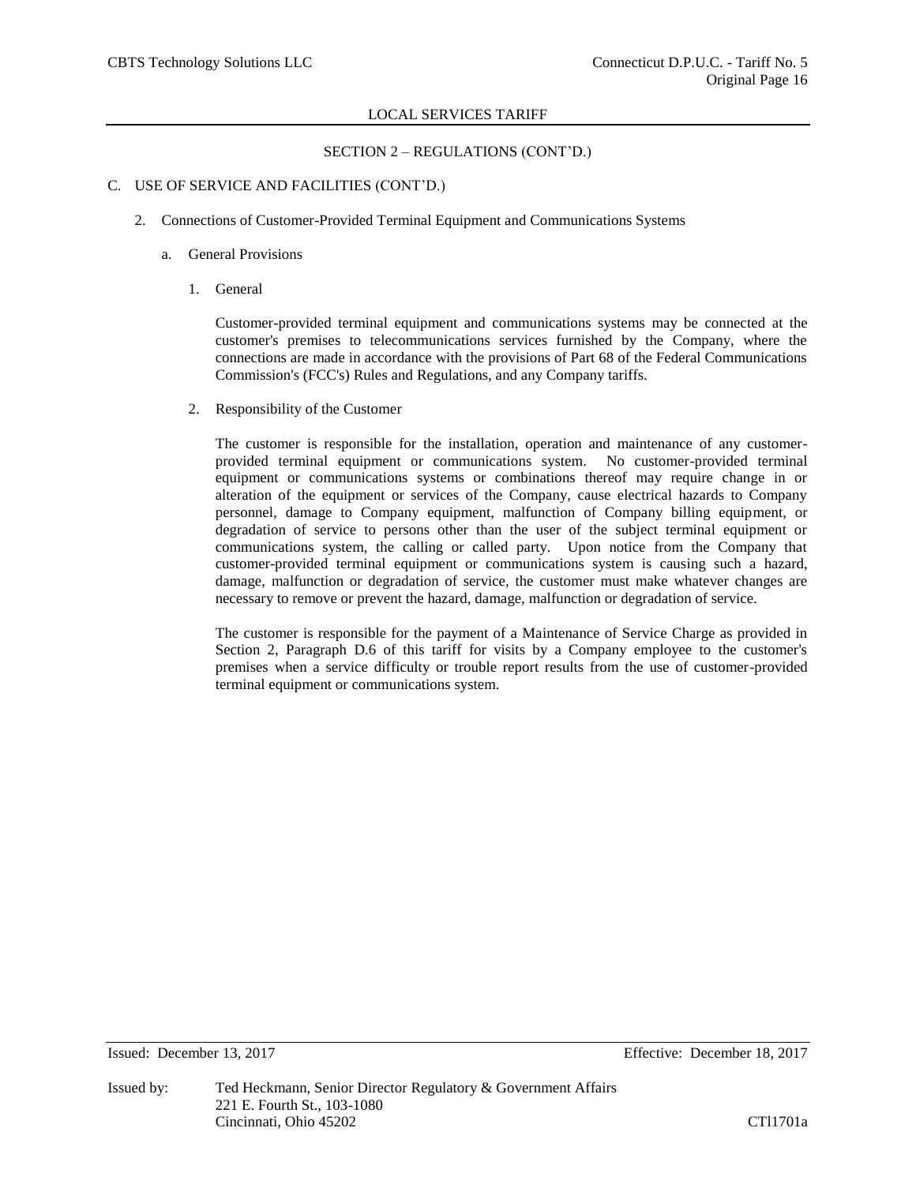## SECTION 2 – REGULATIONS (CONT'D.)

C. USE OF SERVICE AND FACILITIES (CONT'D.)

2. Connections of Customer-Provided Terminal Equipment and Communications Systems

a. General Provisions

1. General

Customer-provided terminal equipment and communications systems may be connected at the customer's premises to telecommunications services furnished by the Company, where the connections are made in accordance with the provisions of Part 68 of the Federal Communications Commission's (FCC's) Rules and Regulations, and any Company tariffs.

2. Responsibility of the Customer

The customer is responsible for the installation, operation and maintenance of any customer-provided terminal equipment or communications system. No customer-provided terminal equipment or communications systems or combinations thereof may require change in or alteration of the equipment or services of the Company, cause electrical hazards to Company personnel, damage to Company equipment, malfunction of Company billing equipment, or degradation of service to persons other than the user of the subject terminal equipment or communications system, the calling or called party. Upon notice from the Company that customer-provided terminal equipment or communications system is causing such a hazard, damage, malfunction or degradation of service, the customer must make whatever changes are necessary to remove or prevent the hazard, damage, malfunction or degradation of service.

The customer is responsible for the payment of a Maintenance of Service Charge as provided in Section 2, Paragraph D.6 of this tariff for visits by a Company employee to the customer's premises when a service difficulty or trouble report results from the use of customer-provided terminal equipment or communications system.

Issued: December 13, 2017 Effective: December 18, 2017

Issued by: Ted Heckmann, Senior Director Regulatory & Government Affairs
221 E. Fourth St., 103-1080
Cincinnati, Ohio 45202 CTl1701a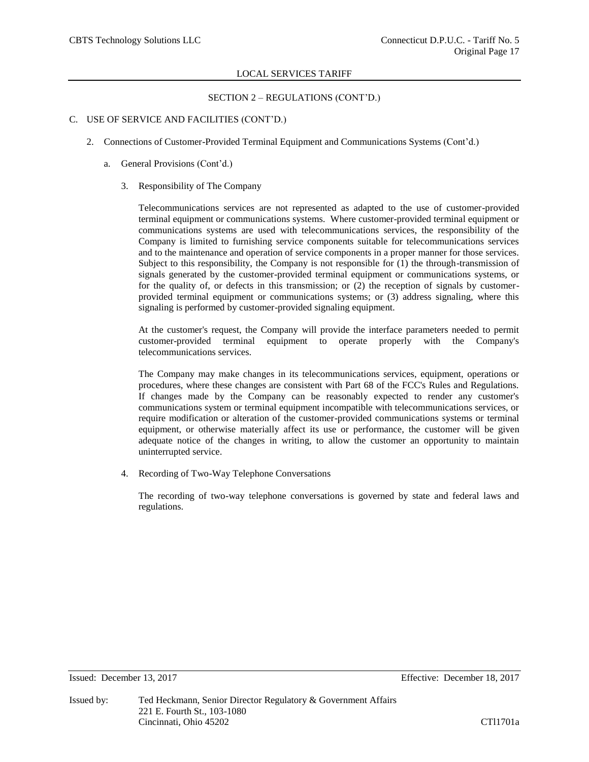SECTION 2 – REGULATIONS (CONT'D.)

C. USE OF SERVICE AND FACILITIES (CONT'D.)

2. Connections of Customer-Provided Terminal Equipment and Communications Systems (Cont'd.)

a. General Provisions (Cont'd.)

3. Responsibility of The Company

Telecommunications services are not represented as adapted to the use of customer-provided terminal equipment or communications systems. Where customer-provided terminal equipment or communications systems are used with telecommunications services, the responsibility of the Company is limited to furnishing service components suitable for telecommunications services and to the maintenance and operation of service components in a proper manner for those services. Subject to this responsibility, the Company is not responsible for (1) the through-transmission of signals generated by the customer-provided terminal equipment or communications systems, or for the quality of, or defects in this transmission; or (2) the reception of signals by customer-provided terminal equipment or communications systems; or (3) address signaling, where this signaling is performed by customer-provided signaling equipment.

At the customer's request, the Company will provide the interface parameters needed to permit customer-provided terminal equipment to operate properly with the Company's telecommunications services.

The Company may make changes in its telecommunications services, equipment, operations or procedures, where these changes are consistent with Part 68 of the FCC's Rules and Regulations. If changes made by the Company can be reasonably expected to render any customer's communications system or terminal equipment incompatible with telecommunications services, or require modification or alteration of the customer-provided communications systems or terminal equipment, or otherwise materially affect its use or performance, the customer will be given adequate notice of the changes in writing, to allow the customer an opportunity to maintain uninterrupted service.

4. Recording of Two-Way Telephone Conversations

The recording of two-way telephone conversations is governed by state and federal laws and regulations.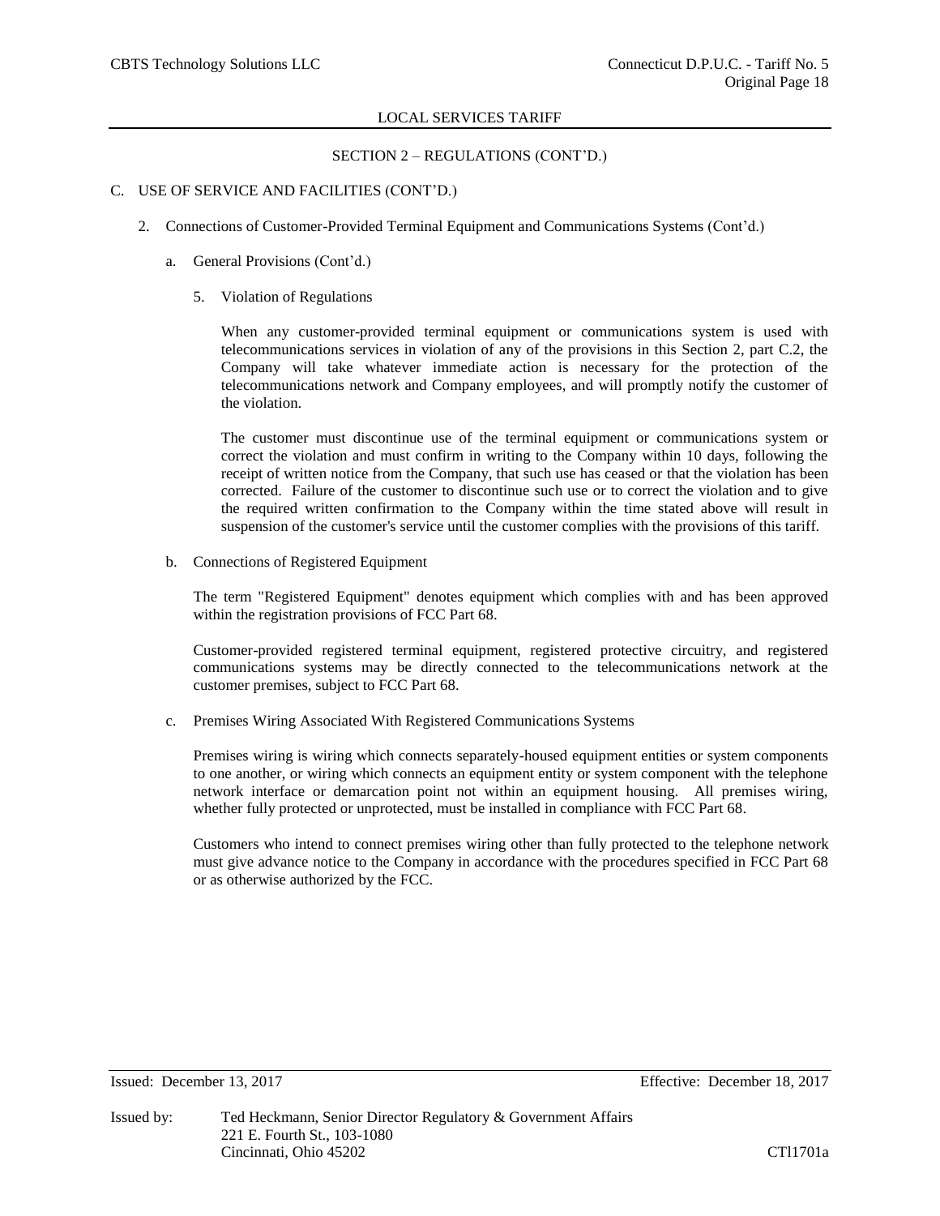## SECTION 2 – REGULATIONS (CONT'D.)

C. USE OF SERVICE AND FACILITIES (CONT'D.)

2. Connections of Customer-Provided Terminal Equipment and Communications Systems (Cont'd.)

a. General Provisions (Cont'd.)

5. Violation of Regulations

When any customer-provided terminal equipment or communications system is used with telecommunications services in violation of any of the provisions in this Section 2, part C.2, the Company will take whatever immediate action is necessary for the protection of the telecommunications network and Company employees, and will promptly notify the customer of the violation.

The customer must discontinue use of the terminal equipment or communications system or correct the violation and must confirm in writing to the Company within 10 days, following the receipt of written notice from the Company, that such use has ceased or that the violation has been corrected. Failure of the customer to discontinue such use or to correct the violation and to give the required written confirmation to the Company within the time stated above will result in suspension of the customer's service until the customer complies with the provisions of this tariff.

b. Connections of Registered Equipment

The term "Registered Equipment" denotes equipment which complies with and has been approved within the registration provisions of FCC Part 68.

Customer-provided registered terminal equipment, registered protective circuitry, and registered communications systems may be directly connected to the telecommunications network at the customer premises, subject to FCC Part 68.

c. Premises Wiring Associated With Registered Communications Systems

Premises wiring is wiring which connects separately-housed equipment entities or system components to one another, or wiring which connects an equipment entity or system component with the telephone network interface or demarcation point not within an equipment housing. All premises wiring, whether fully protected or unprotected, must be installed in compliance with FCC Part 68.

Customers who intend to connect premises wiring other than fully protected to the telephone network must give advance notice to the Company in accordance with the procedures specified in FCC Part 68 or as otherwise authorized by the FCC.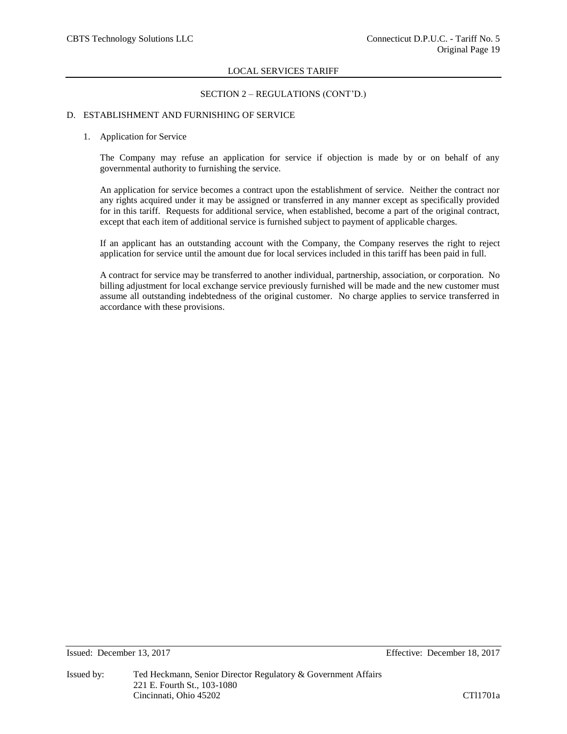LOCAL SERVICES TARIFF

SECTION 2 – REGULATIONS (CONT'D.)

## D. ESTABLISHMENT AND FURNISHING OF SERVICE

### 1. Application for Service

The Company may refuse an application for service if objection is made by or on behalf of any governmental authority to furnishing the service.

An application for service becomes a contract upon the establishment of service. Neither the contract nor any rights acquired under it may be assigned or transferred in any manner except as specifically provided for in this tariff. Requests for additional service, when established, become a part of the original contract, except that each item of additional service is furnished subject to payment of applicable charges.

If an applicant has an outstanding account with the Company, the Company reserves the right to reject application for service until the amount due for local services included in this tariff has been paid in full.

A contract for service may be transferred to another individual, partnership, association, or corporation. No billing adjustment for local exchange service previously furnished will be made and the new customer must assume all outstanding indebtedness of the original customer. No charge applies to service transferred in accordance with these provisions.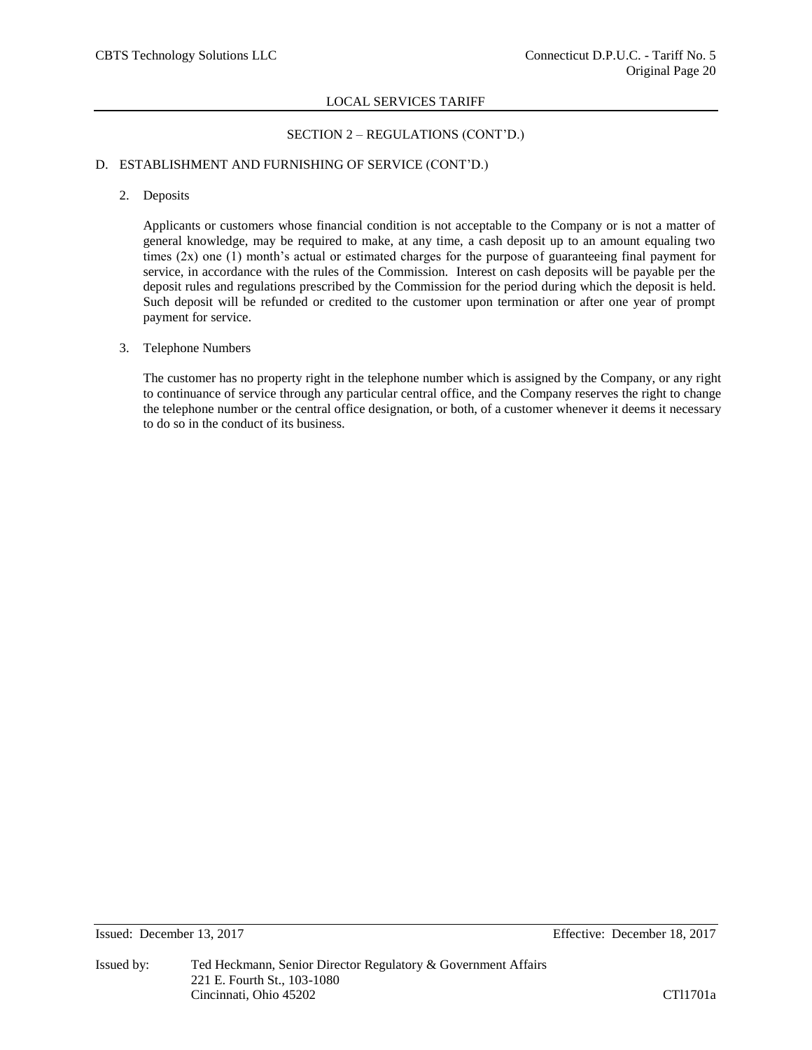## SECTION 2 – REGULATIONS (CONT'D.)

D. ESTABLISHMENT AND FURNISHING OF SERVICE (CONT'D.)

2. Deposits

   Applicants or customers whose financial condition is not acceptable to the Company or is not a matter of general knowledge, may be required to make, at any time, a cash deposit up to an amount equaling two times (2x) one (1) month's actual or estimated charges for the purpose of guaranteeing final payment for service, in accordance with the rules of the Commission. Interest on cash deposits will be payable per the deposit rules and regulations prescribed by the Commission for the period during which the deposit is held. Such deposit will be refunded or credited to the customer upon termination or after one year of prompt payment for service.

3. Telephone Numbers

   The customer has no property right in the telephone number which is assigned by the Company, or any right to continuance of service through any particular central office, and the Company reserves the right to change the telephone number or the central office designation, or both, of a customer whenever it deems it necessary to do so in the conduct of its business.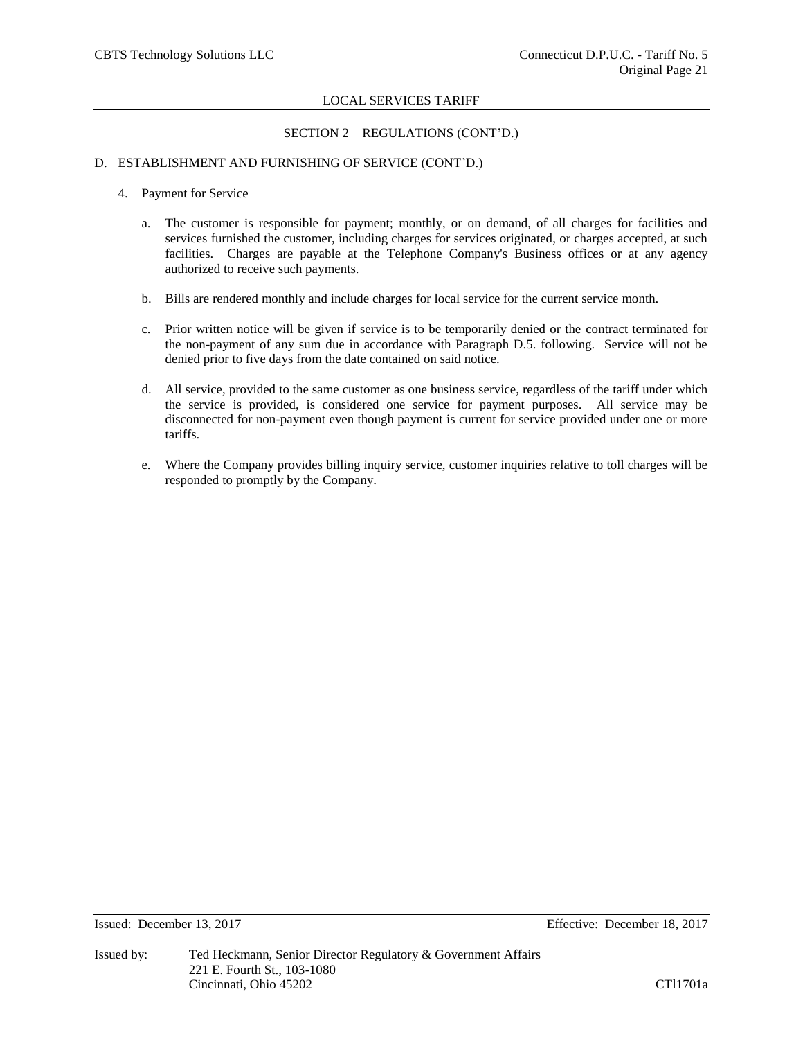## SECTION 2 – REGULATIONS (CONT'D.)

### D. ESTABLISHMENT AND FURNISHING OF SERVICE (CONT'D.)

4. Payment for Service

   a. The customer is responsible for payment; monthly, or on demand, of all charges for facilities and services furnished the customer, including charges for services originated, or charges accepted, at such facilities. Charges are payable at the Telephone Company's Business offices or at any agency authorized to receive such payments.

   b. Bills are rendered monthly and include charges for local service for the current service month.

   c. Prior written notice will be given if service is to be temporarily denied or the contract terminated for the non-payment of any sum due in accordance with Paragraph D.5. following. Service will not be denied prior to five days from the date contained on said notice.

   d. All service, provided to the same customer as one business service, regardless of the tariff under which the service is provided, is considered one service for payment purposes. All service may be disconnected for non-payment even though payment is current for service provided under one or more tariffs.

   e. Where the Company provides billing inquiry service, customer inquiries relative to toll charges will be responded to promptly by the Company.

Issued: December 13, 2017 Effective: December 18, 2017

Issued by: Ted Heckmann, Senior Director Regulatory & Government Affairs
221 E. Fourth St., 103-1080
Cincinnati, Ohio 45202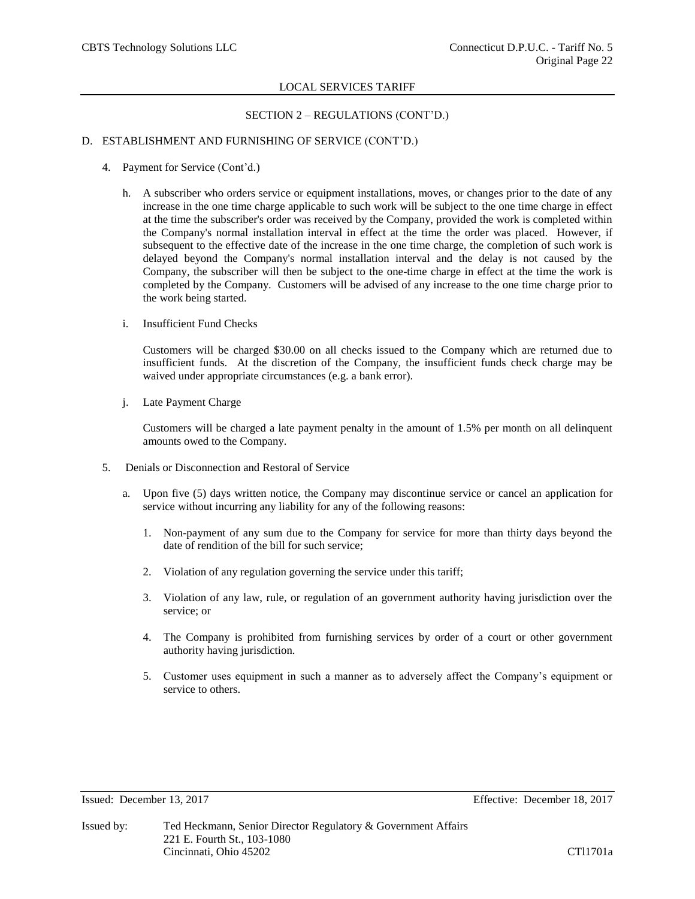## SECTION 2 – REGULATIONS (CONT'D.)

D. ESTABLISHMENT AND FURNISHING OF SERVICE (CONT'D.)

4. Payment for Service (Cont'd.)

   h. A subscriber who orders service or equipment installations, moves, or changes prior to the date of any increase in the one time charge applicable to such work will be subject to the one time charge in effect at the time the subscriber's order was received by the Company, provided the work is completed within the Company's normal installation interval in effect at the time the order was placed. However, if subsequent to the effective date of the increase in the one time charge, the completion of such work is delayed beyond the Company's normal installation interval and the delay is not caused by the Company, the subscriber will then be subject to the one-time charge in effect at the time the work is completed by the Company. Customers will be advised of any increase to the one time charge prior to the work being started.

   i. Insufficient Fund Checks

      Customers will be charged $30.00 on all checks issued to the Company which are returned due to insufficient funds. At the discretion of the Company, the insufficient funds check charge may be waived under appropriate circumstances (e.g. a bank error).

   j. Late Payment Charge

      Customers will be charged a late payment penalty in the amount of 1.5% per month on all delinquent amounts owed to the Company.

5. Denials or Disconnection and Restoral of Service

   a. Upon five (5) days written notice, the Company may discontinue service or cancel an application for service without incurring any liability for any of the following reasons:

      1. Non-payment of any sum due to the Company for service for more than thirty days beyond the date of rendition of the bill for such service;

      2. Violation of any regulation governing the service under this tariff;

      3. Violation of any law, rule, or regulation of an government authority having jurisdiction over the service; or

      4. The Company is prohibited from furnishing services by order of a court or other government authority having jurisdiction.

      5. Customer uses equipment in such a manner as to adversely affect the Company's equipment or service to others.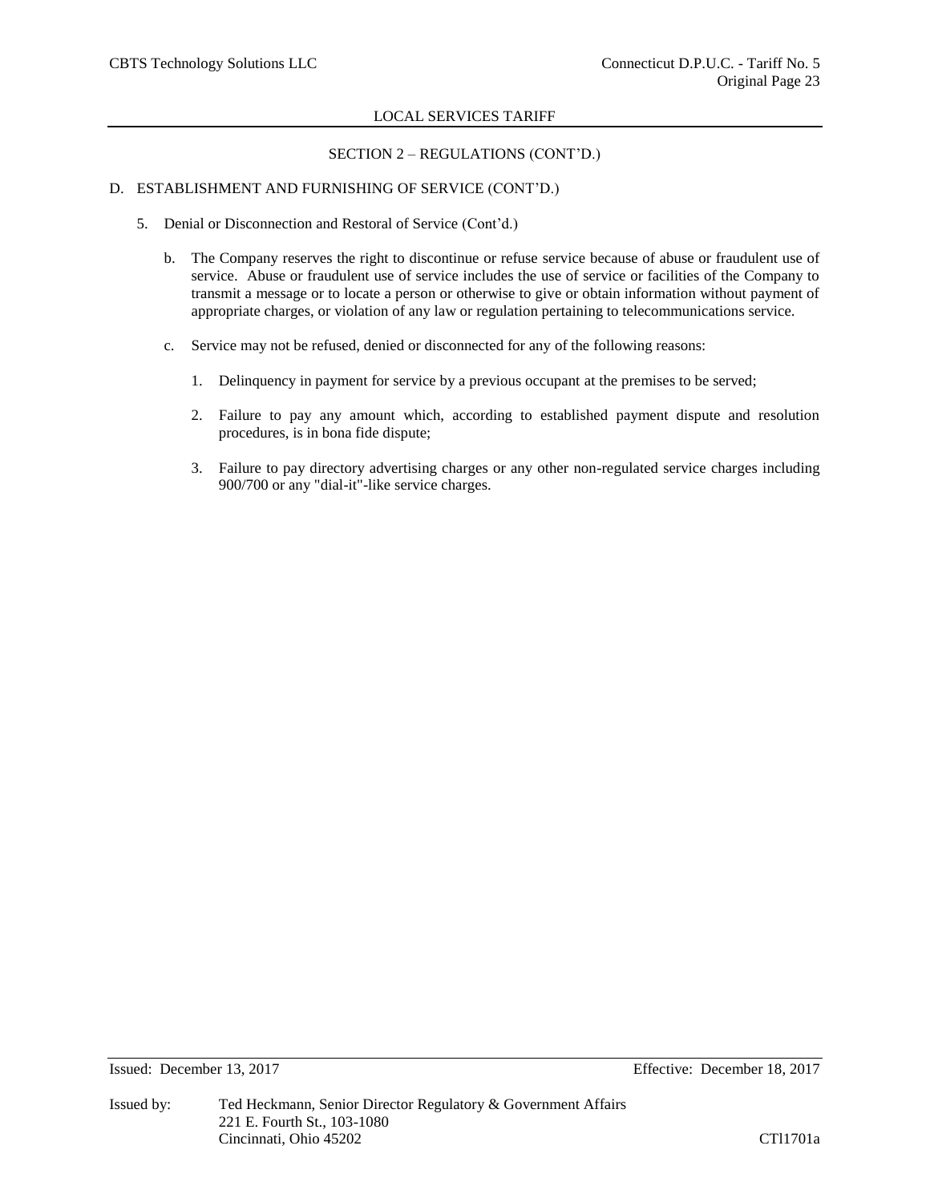LOCAL SERVICES TARIFF

SECTION 2 – REGULATIONS (CONT'D.)

D. ESTABLISHMENT AND FURNISHING OF SERVICE (CONT'D.)

5. Denial or Disconnection and Restoral of Service (Cont'd.)

   b. The Company reserves the right to discontinue or refuse service because of abuse or fraudulent use of service. Abuse or fraudulent use of service includes the use of service or facilities of the Company to transmit a message or to locate a person or otherwise to give or obtain information without payment of appropriate charges, or violation of any law or regulation pertaining to telecommunications service.

   c. Service may not be refused, denied or disconnected for any of the following reasons:

      1. Delinquency in payment for service by a previous occupant at the premises to be served;

      2. Failure to pay any amount which, according to established payment dispute and resolution procedures, is in bona fide dispute;

      3. Failure to pay directory advertising charges or any other non-regulated service charges including 900/700 or any "dial-it"-like service charges.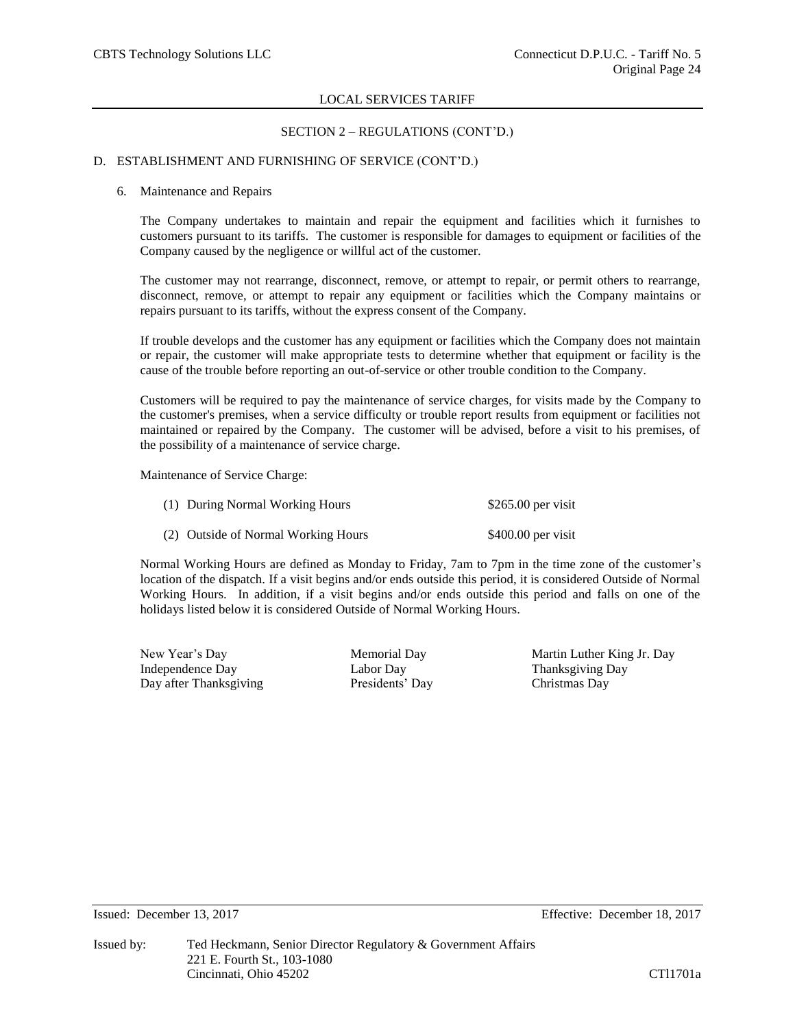## SECTION 2 – REGULATIONS (CONT'D.)

### D. ESTABLISHMENT AND FURNISHING OF SERVICE (CONT'D.)

6. Maintenance and Repairs

   The Company undertakes to maintain and repair the equipment and facilities which it furnishes to customers pursuant to its tariffs. The customer is responsible for damages to equipment or facilities of the Company caused by the negligence or willful act of the customer.

   The customer may not rearrange, disconnect, remove, or attempt to repair, or permit others to rearrange, disconnect, remove, or attempt to repair any equipment or facilities which the Company maintains or repairs pursuant to its tariffs, without the express consent of the Company.

   If trouble develops and the customer has any equipment or facilities which the Company does not maintain or repair, the customer will make appropriate tests to determine whether that equipment or facility is the cause of the trouble before reporting an out-of-service or other trouble condition to the Company.

   Customers will be required to pay the maintenance of service charges, for visits made by the Company to the customer's premises, when a service difficulty or trouble report results from equipment or facilities not maintained or repaired by the Company. The customer will be advised, before a visit to his premises, of the possibility of a maintenance of service charge.

   Maintenance of Service Charge:

   | | |
   |---|---|
   | (1) During Normal Working Hours | $265.00 per visit |
   | (2) Outside of Normal Working Hours | $400.00 per visit |

   Normal Working Hours are defined as Monday to Friday, 7am to 7pm in the time zone of the customer's location of the dispatch. If a visit begins and/or ends outside this period, it is considered Outside of Normal Working Hours. In addition, if a visit begins and/or ends outside this period and falls on one of the holidays listed below it is considered Outside of Normal Working Hours.

   | | | |
   |---|---|---|
   | New Year's Day | Memorial Day | Martin Luther King Jr. Day |
   | Independence Day | Labor Day | Thanksgiving Day |
   | Day after Thanksgiving | Presidents' Day | Christmas Day |

Issued: December 13, 2017 Effective: December 18, 2017

Issued by: Ted Heckmann, Senior Director Regulatory & Government Affairs
221 E. Fourth St., 103-1080
Cincinnati, Ohio 45202

CTl1701a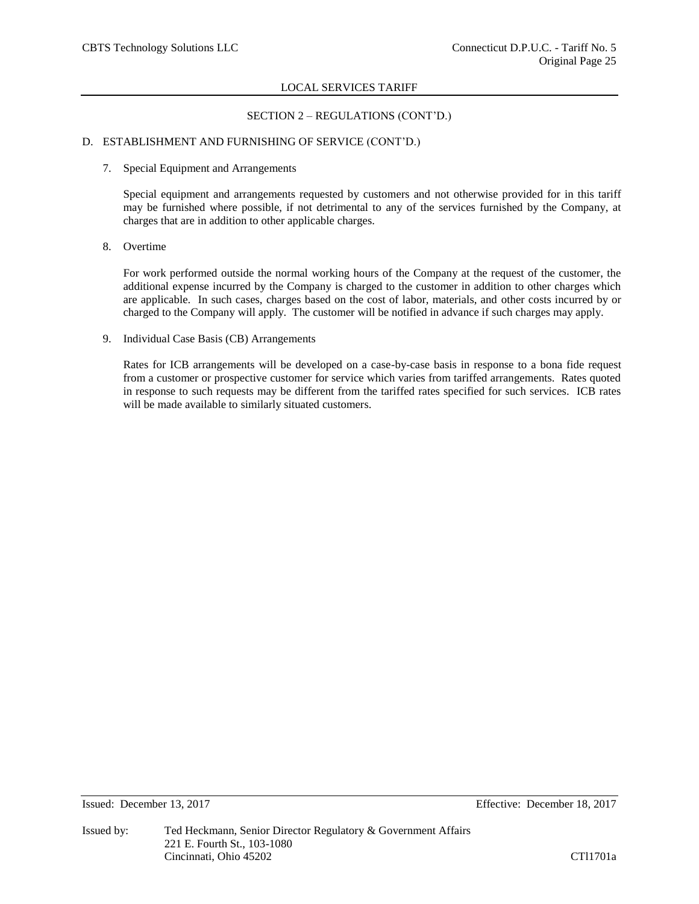SECTION 2 – REGULATIONS (CONT'D.)

D. ESTABLISHMENT AND FURNISHING OF SERVICE (CONT'D.)

7. Special Equipment and Arrangements

   Special equipment and arrangements requested by customers and not otherwise provided for in this tariff may be furnished where possible, if not detrimental to any of the services furnished by the Company, at charges that are in addition to other applicable charges.

8. Overtime

   For work performed outside the normal working hours of the Company at the request of the customer, the additional expense incurred by the Company is charged to the customer in addition to other charges which are applicable. In such cases, charges based on the cost of labor, materials, and other costs incurred by or charged to the Company will apply. The customer will be notified in advance if such charges may apply.

9. Individual Case Basis (CB) Arrangements

   Rates for ICB arrangements will be developed on a case-by-case basis in response to a bona fide request from a customer or prospective customer for service which varies from tariffed arrangements. Rates quoted in response to such requests may be different from the tariffed rates specified for such services. ICB rates will be made available to similarly situated customers.

Issued: December 13, 2017 Effective: December 18, 2017

Issued by: Ted Heckmann, Senior Director Regulatory & Government Affairs
221 E. Fourth St., 103-1080
Cincinnati, Ohio 45202 CTl1701a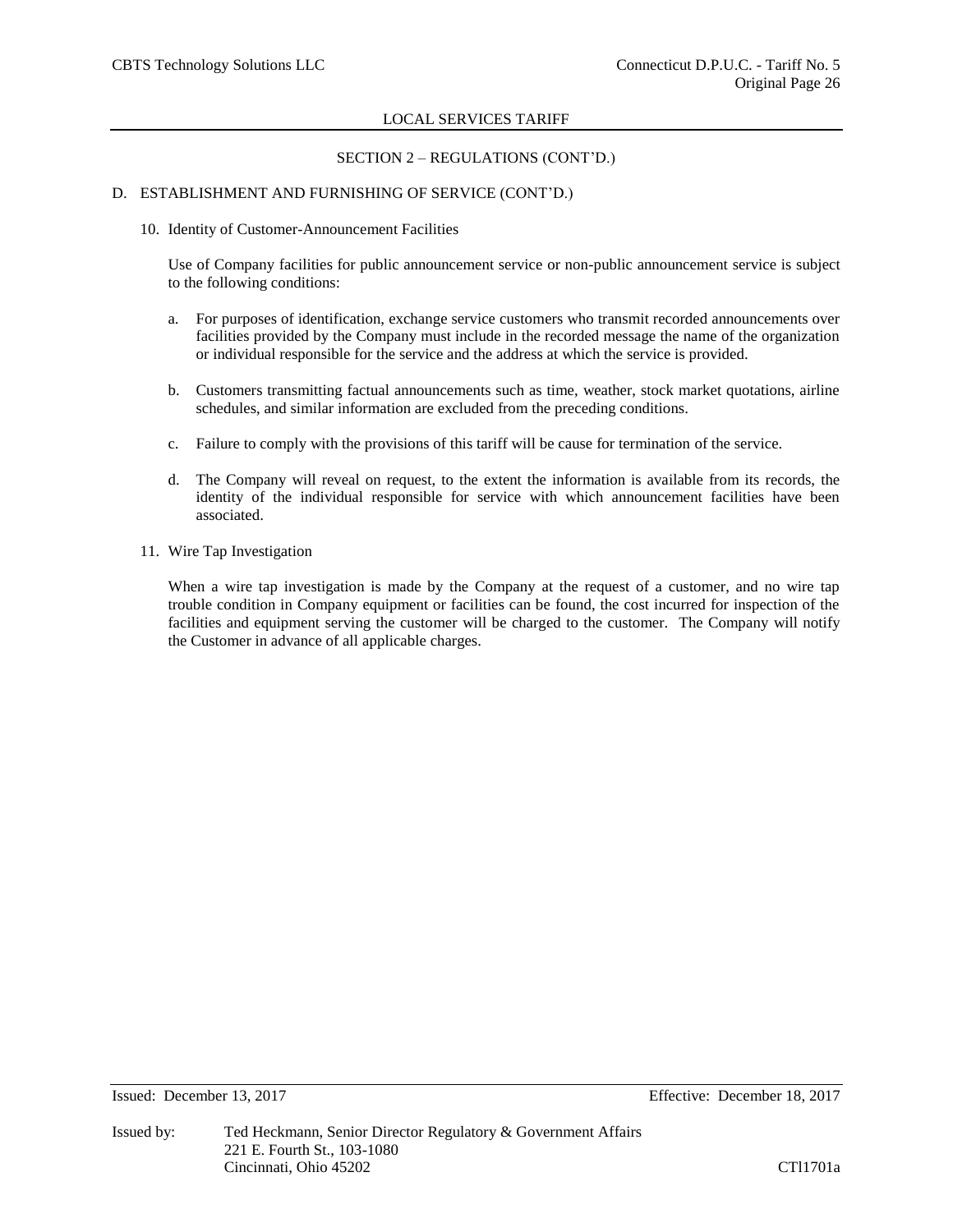LOCAL SERVICES TARIFF

SECTION 2 – REGULATIONS (CONT'D.)

D. ESTABLISHMENT AND FURNISHING OF SERVICE (CONT'D.)

10. Identity of Customer-Announcement Facilities

Use of Company facilities for public announcement service or non-public announcement service is subject to the following conditions:

a. For purposes of identification, exchange service customers who transmit recorded announcements over facilities provided by the Company must include in the recorded message the name of the organization or individual responsible for the service and the address at which the service is provided.

b. Customers transmitting factual announcements such as time, weather, stock market quotations, airline schedules, and similar information are excluded from the preceding conditions.

c. Failure to comply with the provisions of this tariff will be cause for termination of the service.

d. The Company will reveal on request, to the extent the information is available from its records, the identity of the individual responsible for service with which announcement facilities have been associated.

11. Wire Tap Investigation

When a wire tap investigation is made by the Company at the request of a customer, and no wire tap trouble condition in Company equipment or facilities can be found, the cost incurred for inspection of the facilities and equipment serving the customer will be charged to the customer. The Company will notify the Customer in advance of all applicable charges.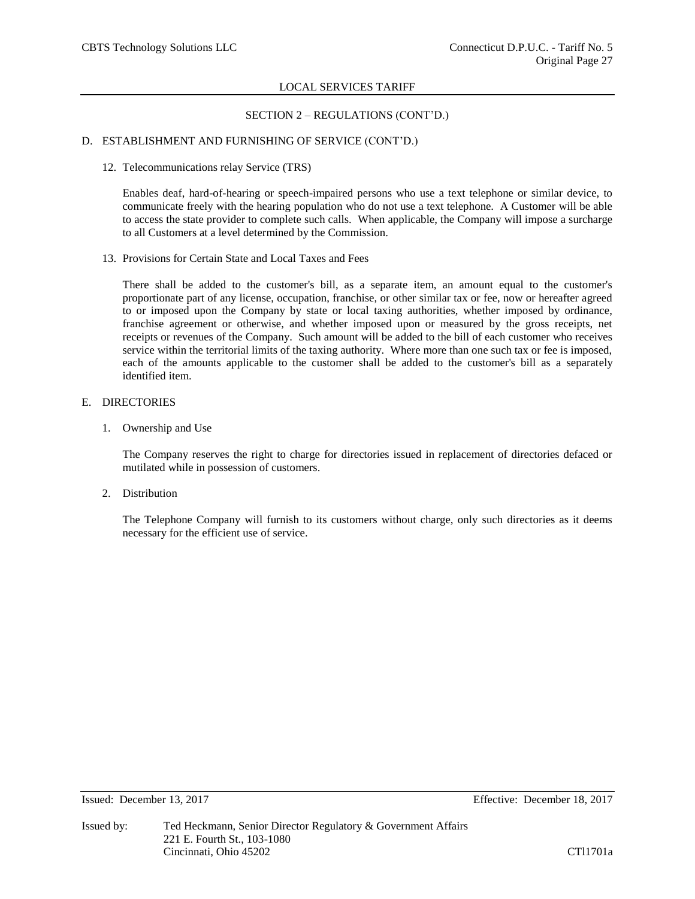LOCAL SERVICES TARIFF

SECTION 2 – REGULATIONS (CONT'D.)

D. ESTABLISHMENT AND FURNISHING OF SERVICE (CONT'D.)

12. Telecommunications relay Service (TRS)

Enables deaf, hard-of-hearing or speech-impaired persons who use a text telephone or similar device, to communicate freely with the hearing population who do not use a text telephone. A Customer will be able to access the state provider to complete such calls. When applicable, the Company will impose a surcharge to all Customers at a level determined by the Commission.

13. Provisions for Certain State and Local Taxes and Fees

There shall be added to the customer's bill, as a separate item, an amount equal to the customer's proportionate part of any license, occupation, franchise, or other similar tax or fee, now or hereafter agreed to or imposed upon the Company by state or local taxing authorities, whether imposed by ordinance, franchise agreement or otherwise, and whether imposed upon or measured by the gross receipts, net receipts or revenues of the Company. Such amount will be added to the bill of each customer who receives service within the territorial limits of the taxing authority. Where more than one such tax or fee is imposed, each of the amounts applicable to the customer shall be added to the customer's bill as a separately identified item.

E. DIRECTORIES

1. Ownership and Use

The Company reserves the right to charge for directories issued in replacement of directories defaced or mutilated while in possession of customers.

2. Distribution

The Telephone Company will furnish to its customers without charge, only such directories as it deems necessary for the efficient use of service.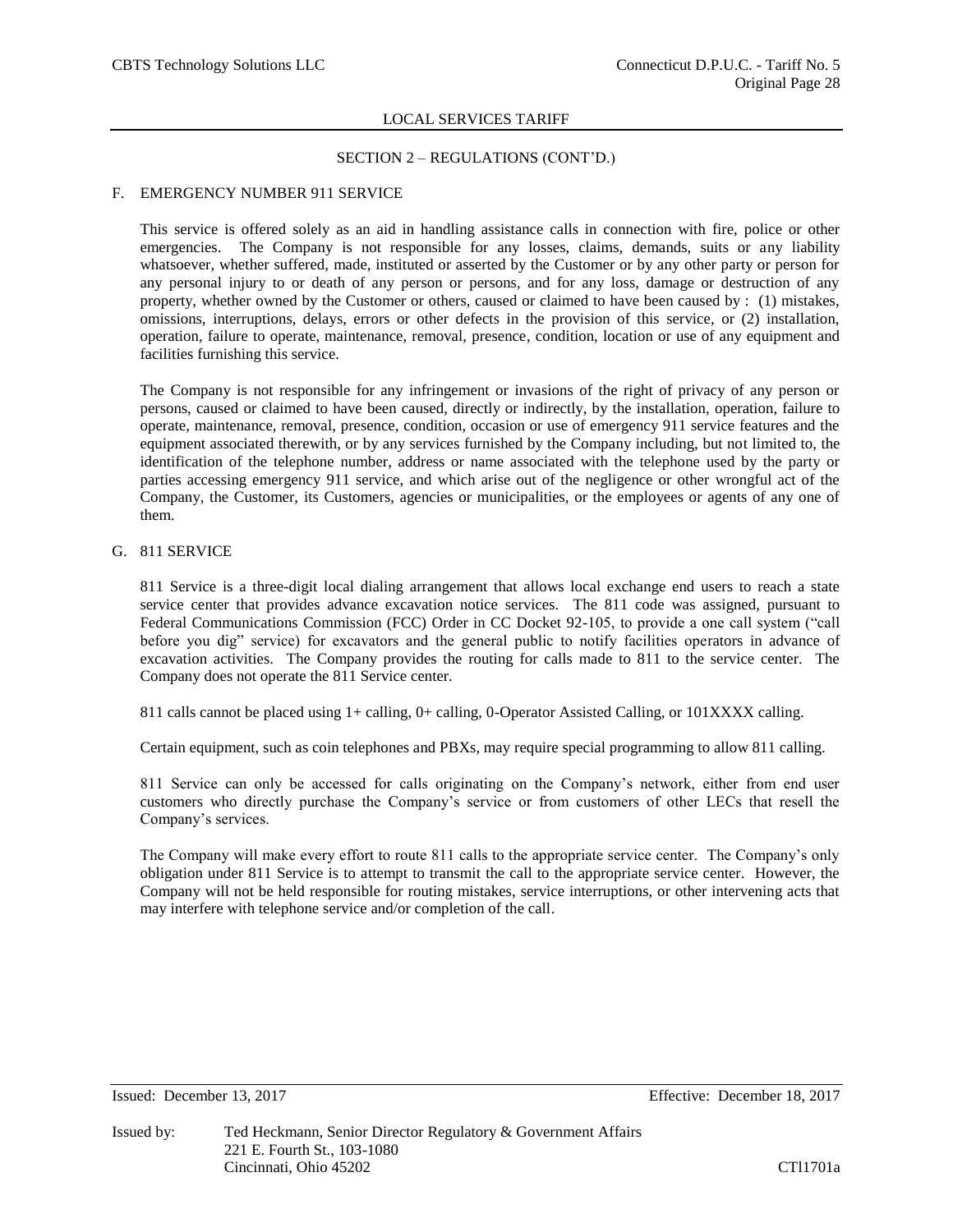## SECTION 2 – REGULATIONS (CONT'D.)

### F. EMERGENCY NUMBER 911 SERVICE

This service is offered solely as an aid in handling assistance calls in connection with fire, police or other emergencies. The Company is not responsible for any losses, claims, demands, suits or any liability whatsoever, whether suffered, made, instituted or asserted by the Customer or by any other party or person for any personal injury to or death of any person or persons, and for any loss, damage or destruction of any property, whether owned by the Customer or others, caused or claimed to have been caused by : (1) mistakes, omissions, interruptions, delays, errors or other defects in the provision of this service, or (2) installation, operation, failure to operate, maintenance, removal, presence, condition, location or use of any equipment and facilities furnishing this service.

The Company is not responsible for any infringement or invasions of the right of privacy of any person or persons, caused or claimed to have been caused, directly or indirectly, by the installation, operation, failure to operate, maintenance, removal, presence, condition, occasion or use of emergency 911 service features and the equipment associated therewith, or by any services furnished by the Company including, but not limited to, the identification of the telephone number, address or name associated with the telephone used by the party or parties accessing emergency 911 service, and which arise out of the negligence or other wrongful act of the Company, the Customer, its Customers, agencies or municipalities, or the employees or agents of any one of them.

### G. 811 SERVICE

811 Service is a three-digit local dialing arrangement that allows local exchange end users to reach a state service center that provides advance excavation notice services. The 811 code was assigned, pursuant to Federal Communications Commission (FCC) Order in CC Docket 92-105, to provide a one call system ("call before you dig" service) for excavators and the general public to notify facilities operators in advance of excavation activities. The Company provides the routing for calls made to 811 to the service center. The Company does not operate the 811 Service center.

811 calls cannot be placed using 1+ calling, 0+ calling, 0-Operator Assisted Calling, or 101XXXX calling.

Certain equipment, such as coin telephones and PBXs, may require special programming to allow 811 calling.

811 Service can only be accessed for calls originating on the Company's network, either from end user customers who directly purchase the Company's service or from customers of other LECs that resell the Company's services.

The Company will make every effort to route 811 calls to the appropriate service center. The Company's only obligation under 811 Service is to attempt to transmit the call to the appropriate service center. However, the Company will not be held responsible for routing mistakes, service interruptions, or other intervening acts that may interfere with telephone service and/or completion of the call.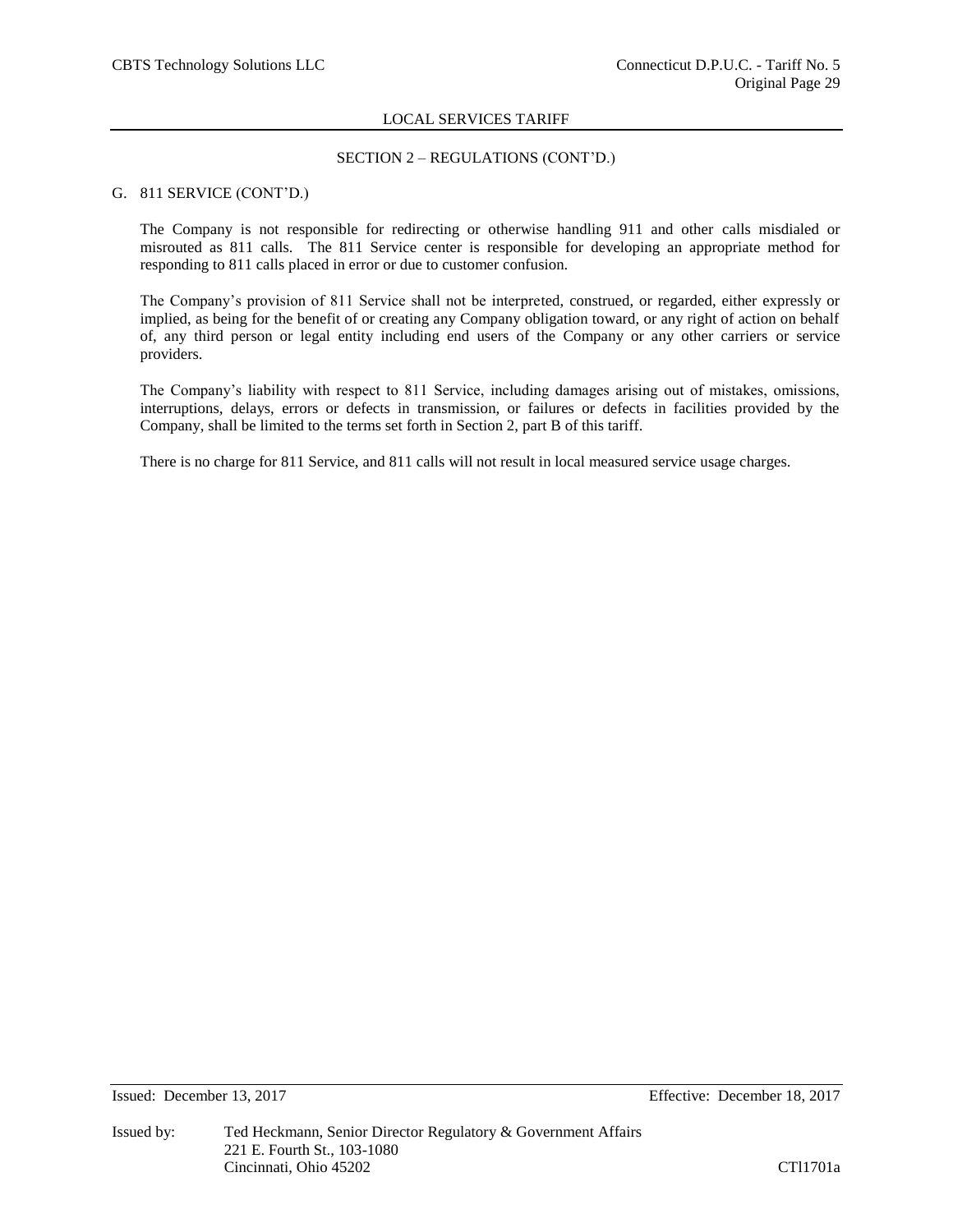### SECTION 2 – REGULATIONS (CONT'D.)

G. 811 SERVICE (CONT'D.)

The Company is not responsible for redirecting or otherwise handling 911 and other calls misdialed or misrouted as 811 calls. The 811 Service center is responsible for developing an appropriate method for responding to 811 calls placed in error or due to customer confusion.

The Company's provision of 811 Service shall not be interpreted, construed, or regarded, either expressly or implied, as being for the benefit of or creating any Company obligation toward, or any right of action on behalf of, any third person or legal entity including end users of the Company or any other carriers or service providers.

The Company's liability with respect to 811 Service, including damages arising out of mistakes, omissions, interruptions, delays, errors or defects in transmission, or failures or defects in facilities provided by the Company, shall be limited to the terms set forth in Section 2, part B of this tariff.

There is no charge for 811 Service, and 811 calls will not result in local measured service usage charges.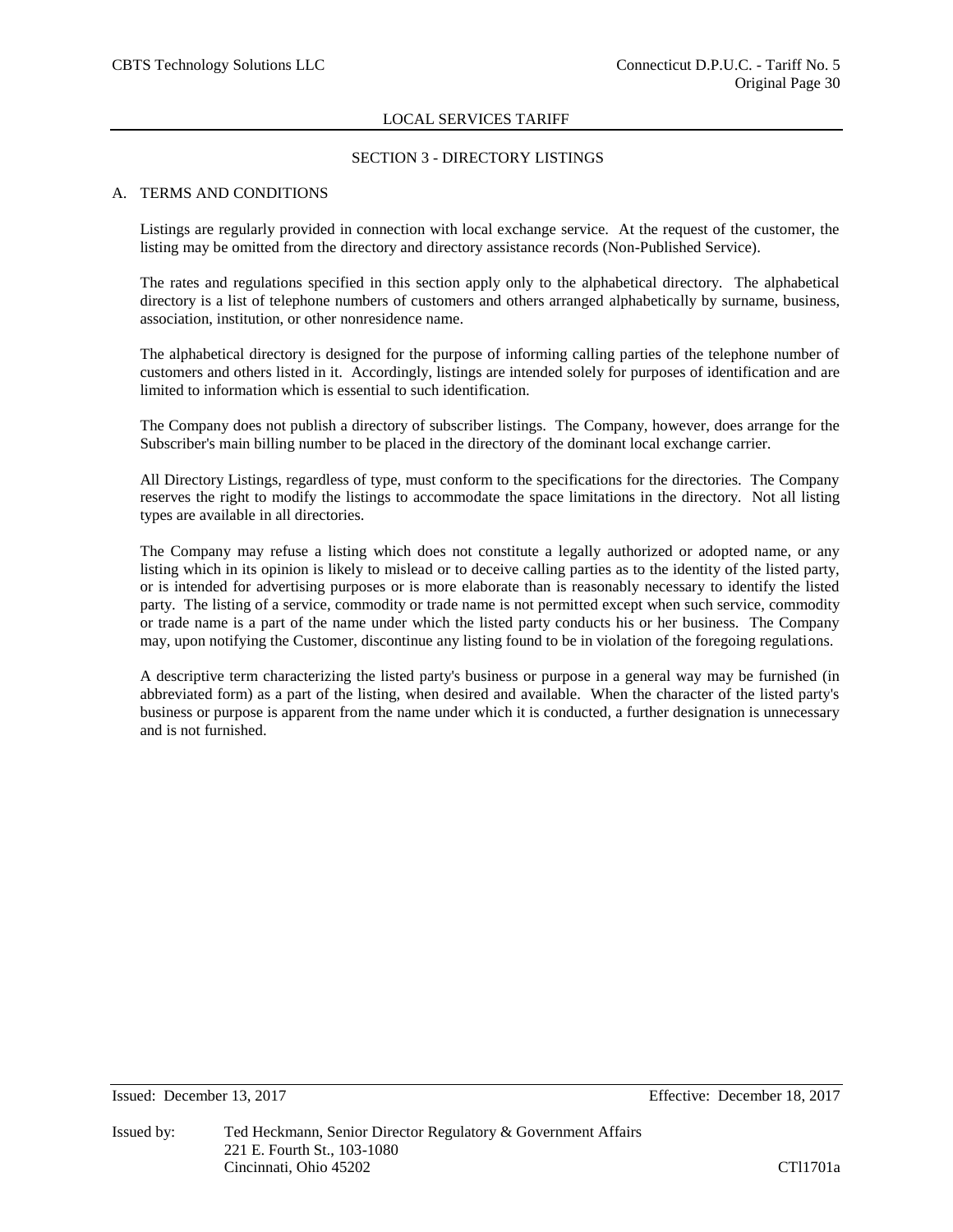## SECTION 3 - DIRECTORY LISTINGS

### A. TERMS AND CONDITIONS

Listings are regularly provided in connection with local exchange service. At the request of the customer, the listing may be omitted from the directory and directory assistance records (Non-Published Service).

The rates and regulations specified in this section apply only to the alphabetical directory. The alphabetical directory is a list of telephone numbers of customers and others arranged alphabetically by surname, business, association, institution, or other nonresidence name.

The alphabetical directory is designed for the purpose of informing calling parties of the telephone number of customers and others listed in it. Accordingly, listings are intended solely for purposes of identification and are limited to information which is essential to such identification.

The Company does not publish a directory of subscriber listings. The Company, however, does arrange for the Subscriber's main billing number to be placed in the directory of the dominant local exchange carrier.

All Directory Listings, regardless of type, must conform to the specifications for the directories. The Company reserves the right to modify the listings to accommodate the space limitations in the directory. Not all listing types are available in all directories.

The Company may refuse a listing which does not constitute a legally authorized or adopted name, or any listing which in its opinion is likely to mislead or to deceive calling parties as to the identity of the listed party, or is intended for advertising purposes or is more elaborate than is reasonably necessary to identify the listed party. The listing of a service, commodity or trade name is not permitted except when such service, commodity or trade name is a part of the name under which the listed party conducts his or her business. The Company may, upon notifying the Customer, discontinue any listing found to be in violation of the foregoing regulations.

A descriptive term characterizing the listed party's business or purpose in a general way may be furnished (in abbreviated form) as a part of the listing, when desired and available. When the character of the listed party's business or purpose is apparent from the name under which it is conducted, a further designation is unnecessary and is not furnished.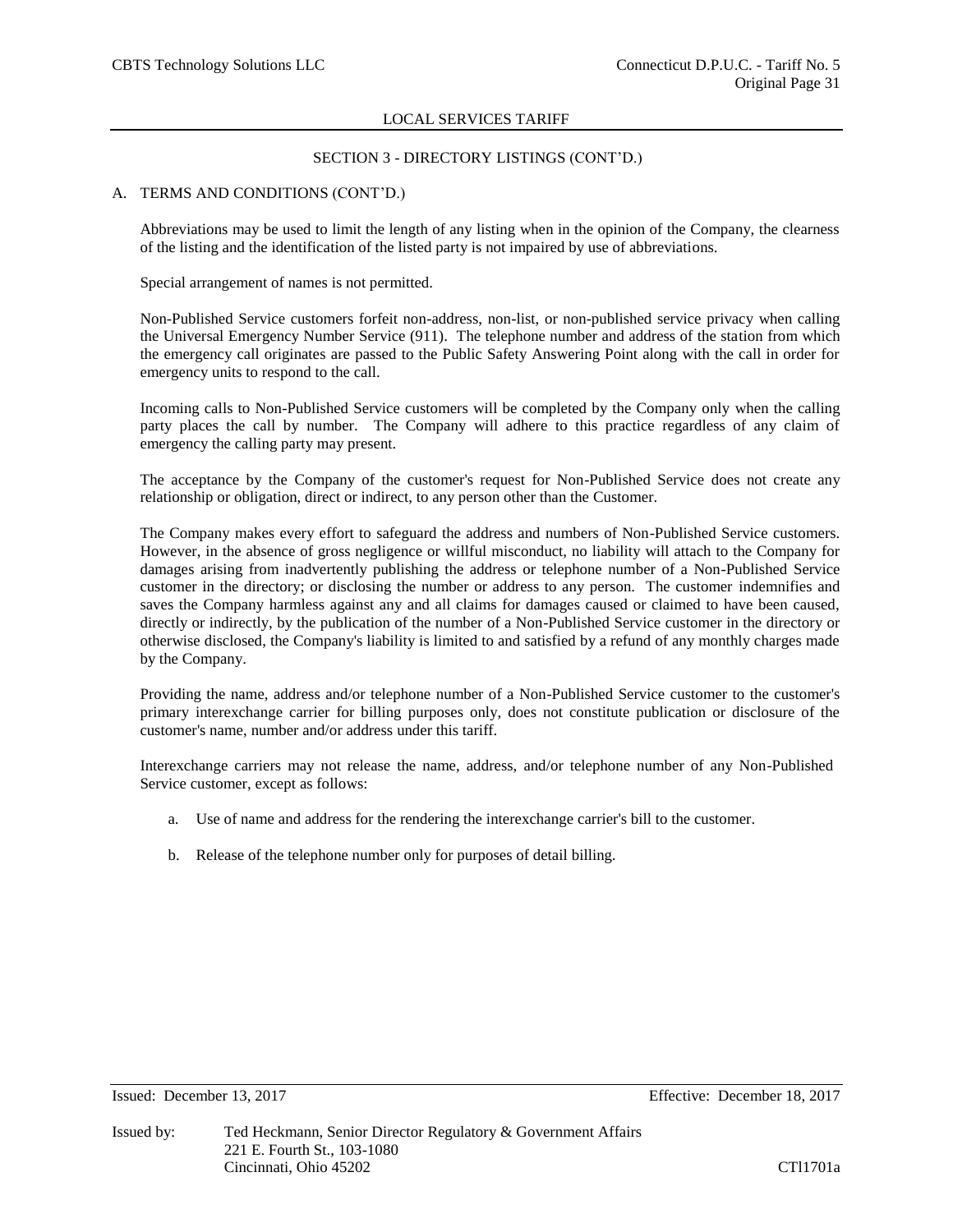## SECTION 3 - DIRECTORY LISTINGS (CONT'D.)

### A. TERMS AND CONDITIONS (CONT'D.)

Abbreviations may be used to limit the length of any listing when in the opinion of the Company, the clearness of the listing and the identification of the listed party is not impaired by use of abbreviations.

Special arrangement of names is not permitted.

Non-Published Service customers forfeit non-address, non-list, or non-published service privacy when calling the Universal Emergency Number Service (911). The telephone number and address of the station from which the emergency call originates are passed to the Public Safety Answering Point along with the call in order for emergency units to respond to the call.

Incoming calls to Non-Published Service customers will be completed by the Company only when the calling party places the call by number. The Company will adhere to this practice regardless of any claim of emergency the calling party may present.

The acceptance by the Company of the customer's request for Non-Published Service does not create any relationship or obligation, direct or indirect, to any person other than the Customer.

The Company makes every effort to safeguard the address and numbers of Non-Published Service customers. However, in the absence of gross negligence or willful misconduct, no liability will attach to the Company for damages arising from inadvertently publishing the address or telephone number of a Non-Published Service customer in the directory; or disclosing the number or address to any person. The customer indemnifies and saves the Company harmless against any and all claims for damages caused or claimed to have been caused, directly or indirectly, by the publication of the number of a Non-Published Service customer in the directory or otherwise disclosed, the Company's liability is limited to and satisfied by a refund of any monthly charges made by the Company.

Providing the name, address and/or telephone number of a Non-Published Service customer to the customer's primary interexchange carrier for billing purposes only, does not constitute publication or disclosure of the customer's name, number and/or address under this tariff.

Interexchange carriers may not release the name, address, and/or telephone number of any Non-Published Service customer, except as follows:

a. Use of name and address for the rendering the interexchange carrier's bill to the customer.

b. Release of the telephone number only for purposes of detail billing.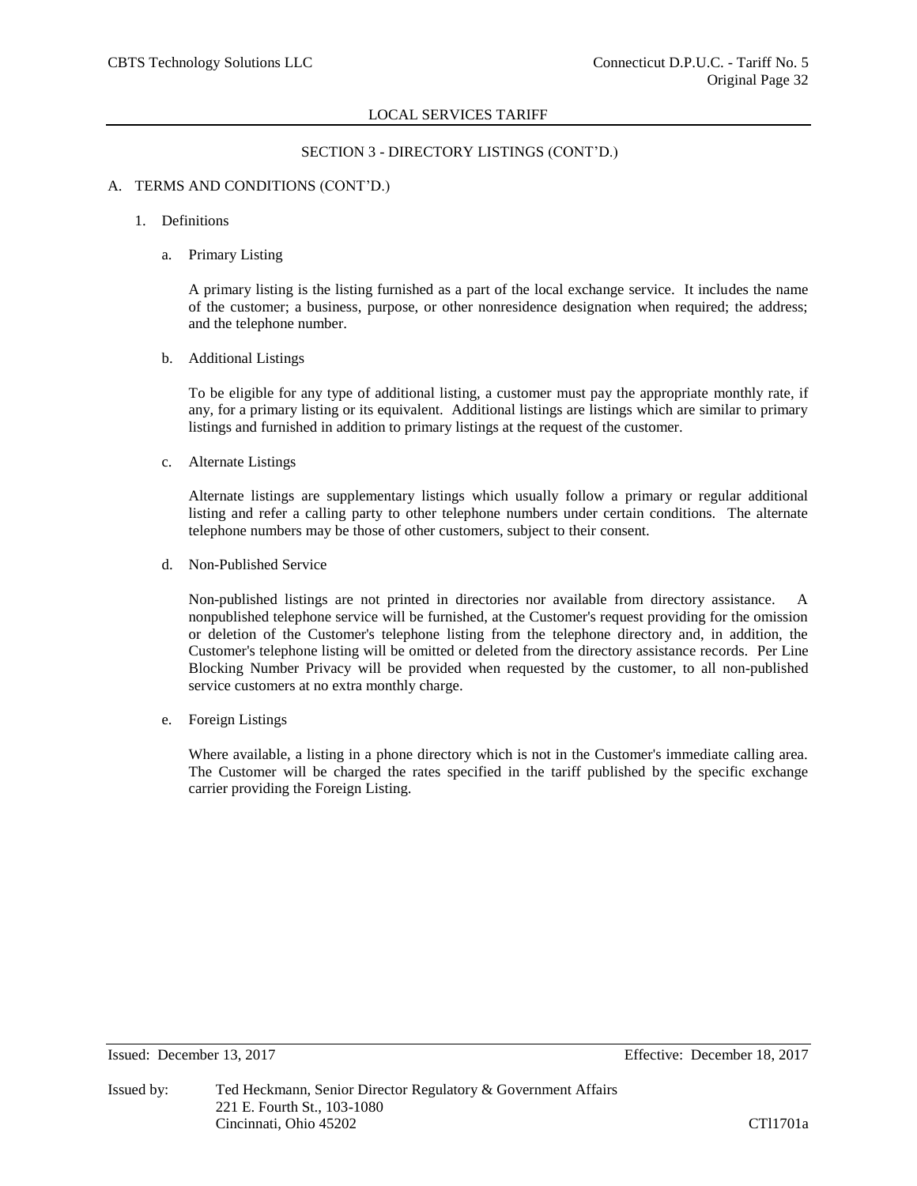## SECTION 3 - DIRECTORY LISTINGS (CONT'D.)

A. TERMS AND CONDITIONS (CONT'D.)

1. Definitions

   a. Primary Listing

   A primary listing is the listing furnished as a part of the local exchange service. It includes the name of the customer; a business, purpose, or other nonresidence designation when required; the address; and the telephone number.

   b. Additional Listings

   To be eligible for any type of additional listing, a customer must pay the appropriate monthly rate, if any, for a primary listing or its equivalent. Additional listings are listings which are similar to primary listings and furnished in addition to primary listings at the request of the customer.

   c. Alternate Listings

   Alternate listings are supplementary listings which usually follow a primary or regular additional listing and refer a calling party to other telephone numbers under certain conditions. The alternate telephone numbers may be those of other customers, subject to their consent.

   d. Non-Published Service

   Non-published listings are not printed in directories nor available from directory assistance. A nonpublished telephone service will be furnished, at the Customer's request providing for the omission or deletion of the Customer's telephone listing from the telephone directory and, in addition, the Customer's telephone listing will be omitted or deleted from the directory assistance records. Per Line Blocking Number Privacy will be provided when requested by the customer, to all non-published service customers at no extra monthly charge.

   e. Foreign Listings

   Where available, a listing in a phone directory which is not in the Customer's immediate calling area. The Customer will be charged the rates specified in the tariff published by the specific exchange carrier providing the Foreign Listing.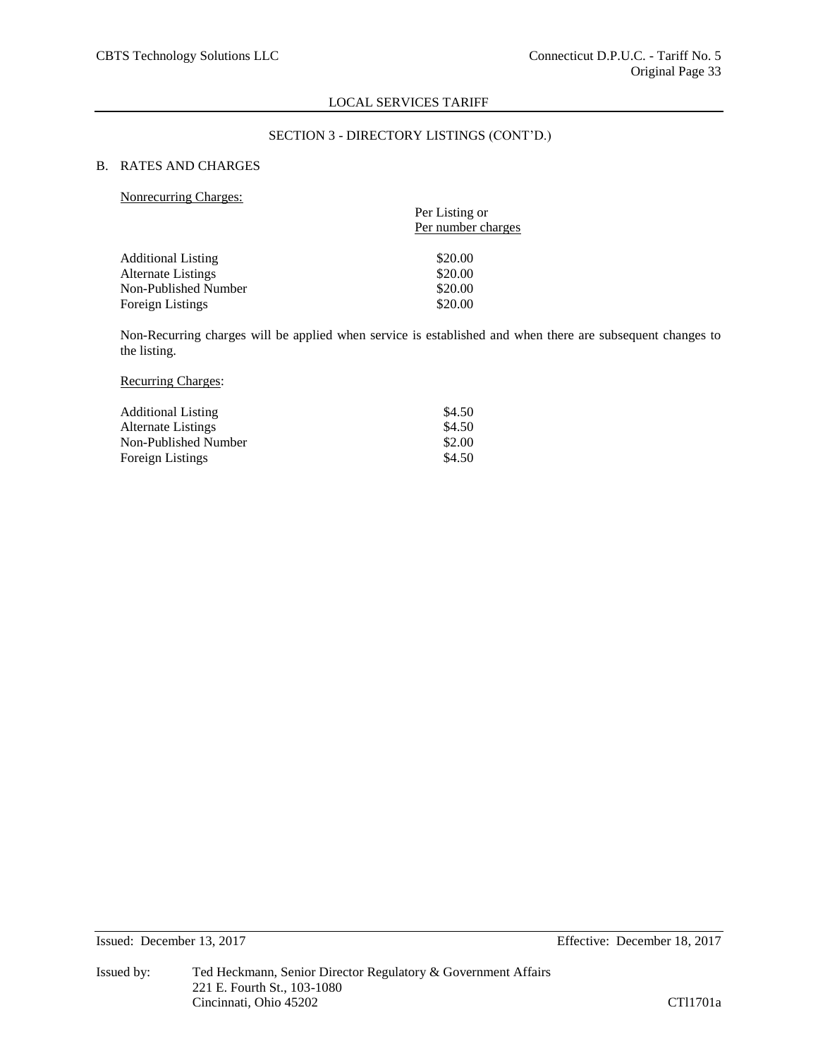## SECTION 3 - DIRECTORY LISTINGS (CONT'D.)

### B. RATES AND CHARGES

Nonrecurring Charges:

| | Per Listing or Per number charges |
|---|---|
| Additional Listing | \$20.00 |
| Alternate Listings | \$20.00 |
| Non-Published Number | \$20.00 |
| Foreign Listings | \$20.00 |

Non-Recurring charges will be applied when service is established and when there are subsequent changes to the listing.

Recurring Charges:

| | |
|---|---|
| Additional Listing | \$4.50 |
| Alternate Listings | \$4.50 |
| Non-Published Number | \$2.00 |
| Foreign Listings | \$4.50 |

Issued: December 13, 2017 Effective: December 18, 2017

Issued by: Ted Heckmann, Senior Director Regulatory & Government Affairs
221 E. Fourth St., 103-1080
Cincinnati, Ohio 45202

CTl1701a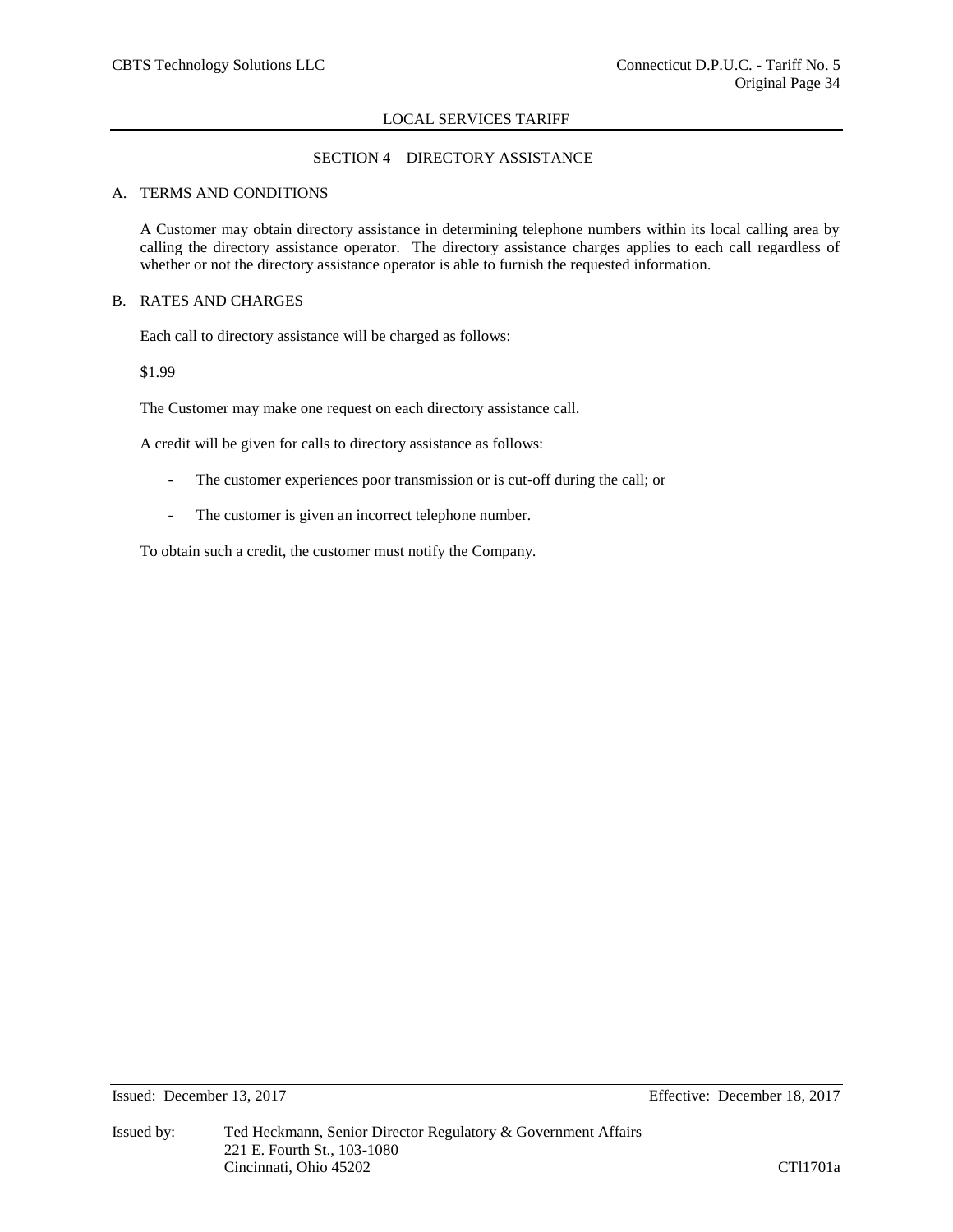## LOCAL SERVICES TARIFF

### SECTION 4 – DIRECTORY ASSISTANCE

A. TERMS AND CONDITIONS

A Customer may obtain directory assistance in determining telephone numbers within its local calling area by calling the directory assistance operator. The directory assistance charges applies to each call regardless of whether or not the directory assistance operator is able to furnish the requested information.

B. RATES AND CHARGES

Each call to directory assistance will be charged as follows:

$1.99

The Customer may make one request on each directory assistance call.

A credit will be given for calls to directory assistance as follows:

- The customer experiences poor transmission or is cut-off during the call; or
- The customer is given an incorrect telephone number.

To obtain such a credit, the customer must notify the Company.

Issued: December 13, 2017 Effective: December 18, 2017

Issued by: Ted Heckmann, Senior Director Regulatory & Government Affairs
221 E. Fourth St., 103-1080
Cincinnati, Ohio 45202 CTl1701a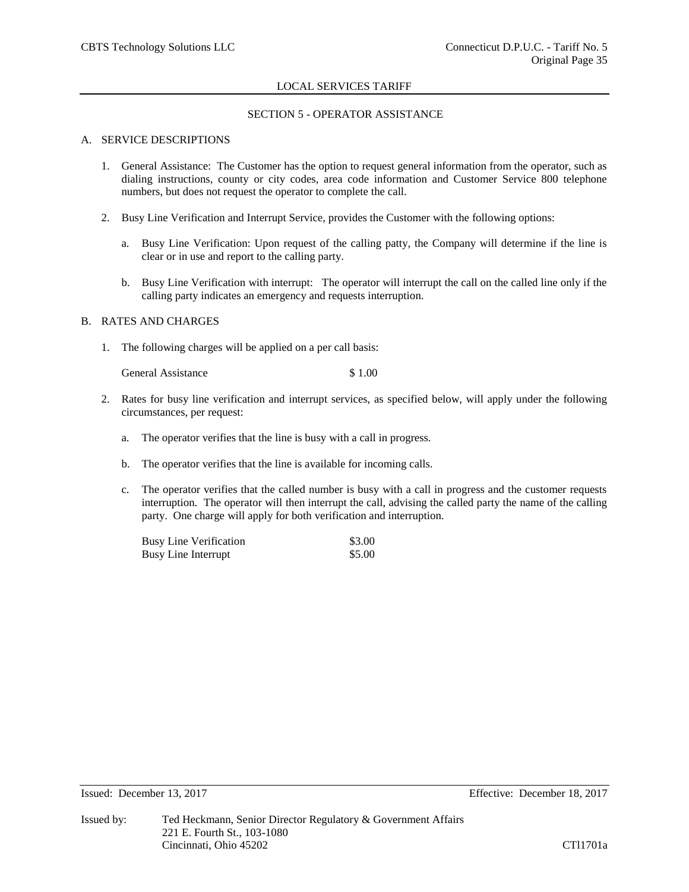## SECTION 5 - OPERATOR ASSISTANCE

### A. SERVICE DESCRIPTIONS

1. General Assistance: The Customer has the option to request general information from the operator, such as dialing instructions, county or city codes, area code information and Customer Service 800 telephone numbers, but does not request the operator to complete the call.

2. Busy Line Verification and Interrupt Service, provides the Customer with the following options:

   a. Busy Line Verification: Upon request of the calling patty, the Company will determine if the line is clear or in use and report to the calling party.

   b. Busy Line Verification with interrupt: The operator will interrupt the call on the called line only if the calling party indicates an emergency and requests interruption.

### B. RATES AND CHARGES

1. The following charges will be applied on a per call basis:

   | | |
   |---|---|
   | General Assistance | $ 1.00 |

2. Rates for busy line verification and interrupt services, as specified below, will apply under the following circumstances, per request:

   a. The operator verifies that the line is busy with a call in progress.

   b. The operator verifies that the line is available for incoming calls.

   c. The operator verifies that the called number is busy with a call in progress and the customer requests interruption. The operator will then interrupt the call, advising the called party the name of the calling party. One charge will apply for both verification and interruption.

   | | |
   |---|---|
   | Busy Line Verification | $3.00 |
   | Busy Line Interrupt | $5.00 |

Issued: December 13, 2017 Effective: December 18, 2017

Issued by: Ted Heckmann, Senior Director Regulatory & Government Affairs
221 E. Fourth St., 103-1080
Cincinnati, Ohio 45202

CTl1701a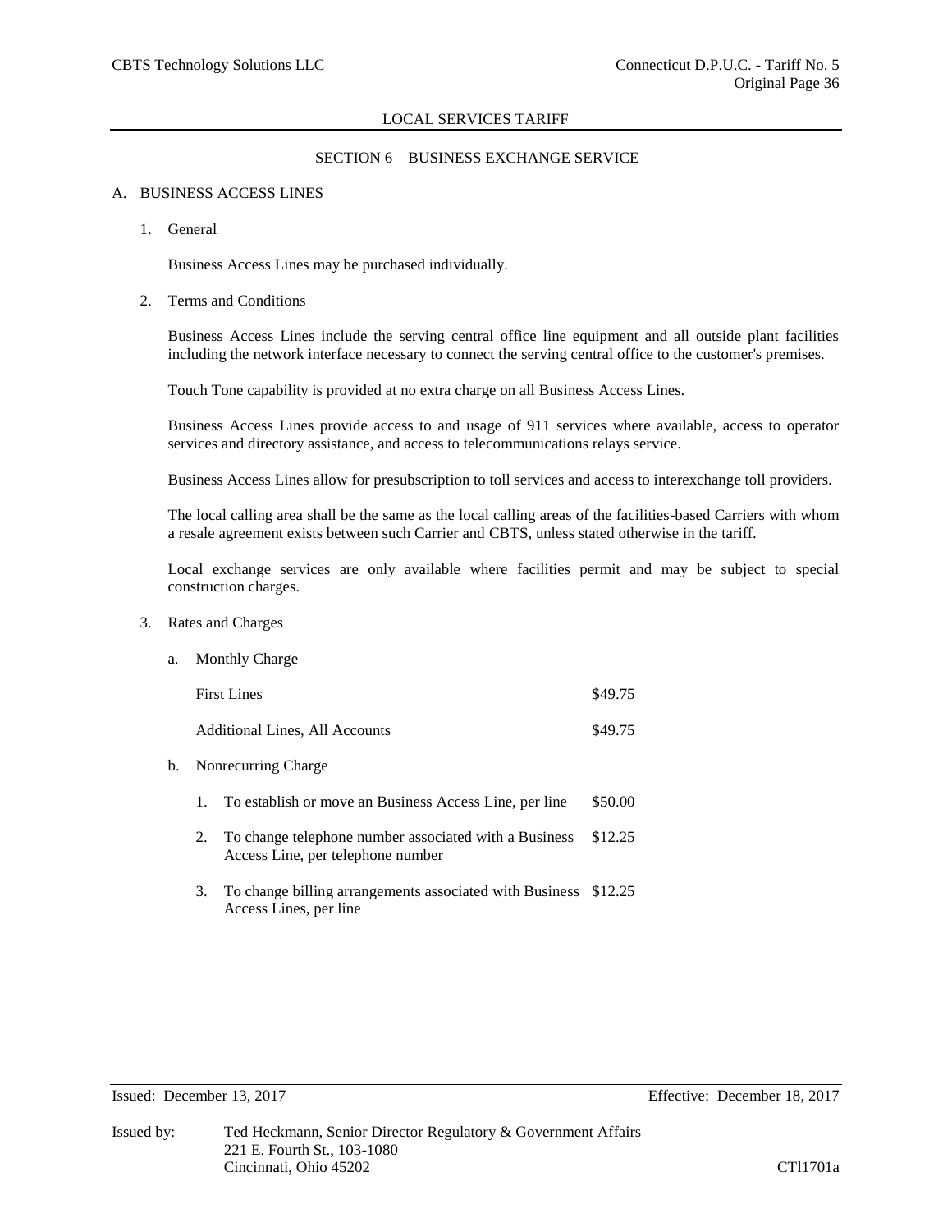## LOCAL SERVICES TARIFF

### SECTION 6 – BUSINESS EXCHANGE SERVICE

A. BUSINESS ACCESS LINES

1. General

   Business Access Lines may be purchased individually.

2. Terms and Conditions

   Business Access Lines include the serving central office line equipment and all outside plant facilities including the network interface necessary to connect the serving central office to the customer's premises.

   Touch Tone capability is provided at no extra charge on all Business Access Lines.

   Business Access Lines provide access to and usage of 911 services where available, access to operator services and directory assistance, and access to telecommunications relays service.

   Business Access Lines allow for presubscription to toll services and access to interexchange toll providers.

   The local calling area shall be the same as the local calling areas of the facilities-based Carriers with whom a resale agreement exists between such Carrier and CBTS, unless stated otherwise in the tariff.

   Local exchange services are only available where facilities permit and may be subject to special construction charges.

3. Rates and Charges

   a. Monthly Charge

   | | |
   |---|---|
   | First Lines | \$49.75 |
   | Additional Lines, All Accounts | \$49.75 |

   b. Nonrecurring Charge

   | | | |
   |---|---|---|
   | 1. | To establish or move an Business Access Line, per line | \$50.00 |
   | 2. | To change telephone number associated with a Business Access Line, per telephone number | \$12.25 |
   | 3. | To change billing arrangements associated with Business Access Lines, per line | \$12.25 |

Issued: December 13, 2017 Effective: December 18, 2017

Issued by: Ted Heckmann, Senior Director Regulatory & Government Affairs
221 E. Fourth St., 103-1080
Cincinnati, Ohio 45202

CTl1701a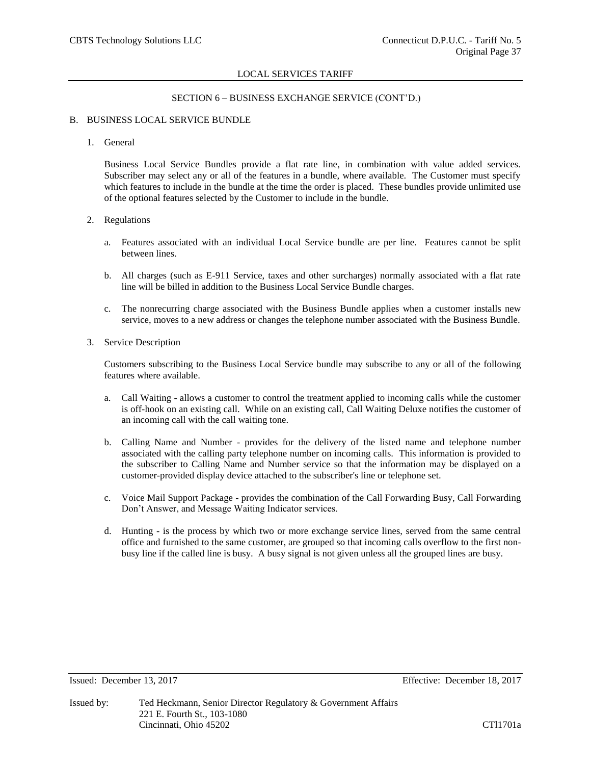SECTION 6 – BUSINESS EXCHANGE SERVICE (CONT'D.)

B. BUSINESS LOCAL SERVICE BUNDLE

1. General

   Business Local Service Bundles provide a flat rate line, in combination with value added services. Subscriber may select any or all of the features in a bundle, where available. The Customer must specify which features to include in the bundle at the time the order is placed. These bundles provide unlimited use of the optional features selected by the Customer to include in the bundle.

2. Regulations

   a. Features associated with an individual Local Service bundle are per line. Features cannot be split between lines.

   b. All charges (such as E-911 Service, taxes and other surcharges) normally associated with a flat rate line will be billed in addition to the Business Local Service Bundle charges.

   c. The nonrecurring charge associated with the Business Bundle applies when a customer installs new service, moves to a new address or changes the telephone number associated with the Business Bundle.

3. Service Description

   Customers subscribing to the Business Local Service bundle may subscribe to any or all of the following features where available.

   a. Call Waiting - allows a customer to control the treatment applied to incoming calls while the customer is off-hook on an existing call. While on an existing call, Call Waiting Deluxe notifies the customer of an incoming call with the call waiting tone.

   b. Calling Name and Number - provides for the delivery of the listed name and telephone number associated with the calling party telephone number on incoming calls. This information is provided to the subscriber to Calling Name and Number service so that the information may be displayed on a customer-provided display device attached to the subscriber's line or telephone set.

   c. Voice Mail Support Package - provides the combination of the Call Forwarding Busy, Call Forwarding Don't Answer, and Message Waiting Indicator services.

   d. Hunting - is the process by which two or more exchange service lines, served from the same central office and furnished to the same customer, are grouped so that incoming calls overflow to the first non-busy line if the called line is busy. A busy signal is not given unless all the grouped lines are busy.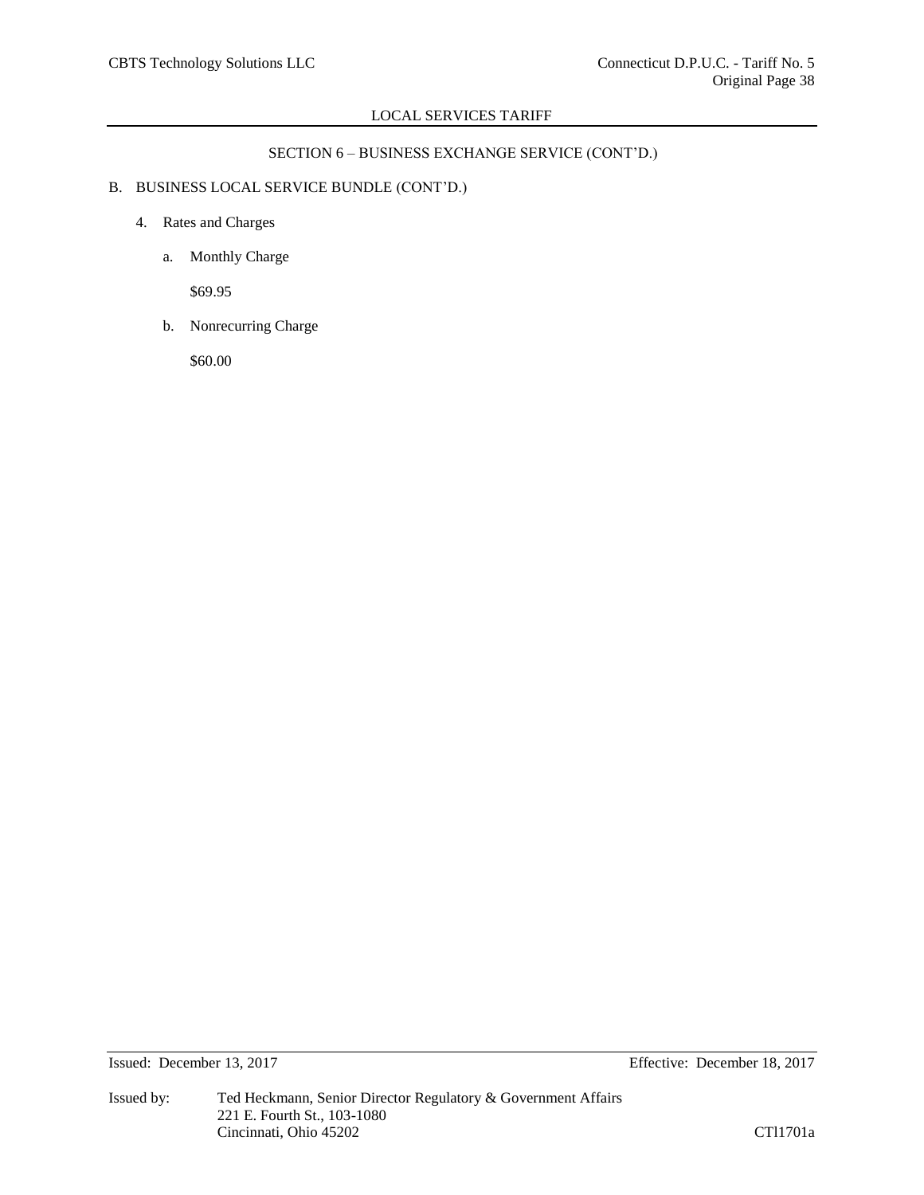## SECTION 6 – BUSINESS EXCHANGE SERVICE (CONT'D.)

B. BUSINESS LOCAL SERVICE BUNDLE (CONT'D.)

4. Rates and Charges

   a. Monthly Charge

      $69.95

   b. Nonrecurring Charge

      $60.00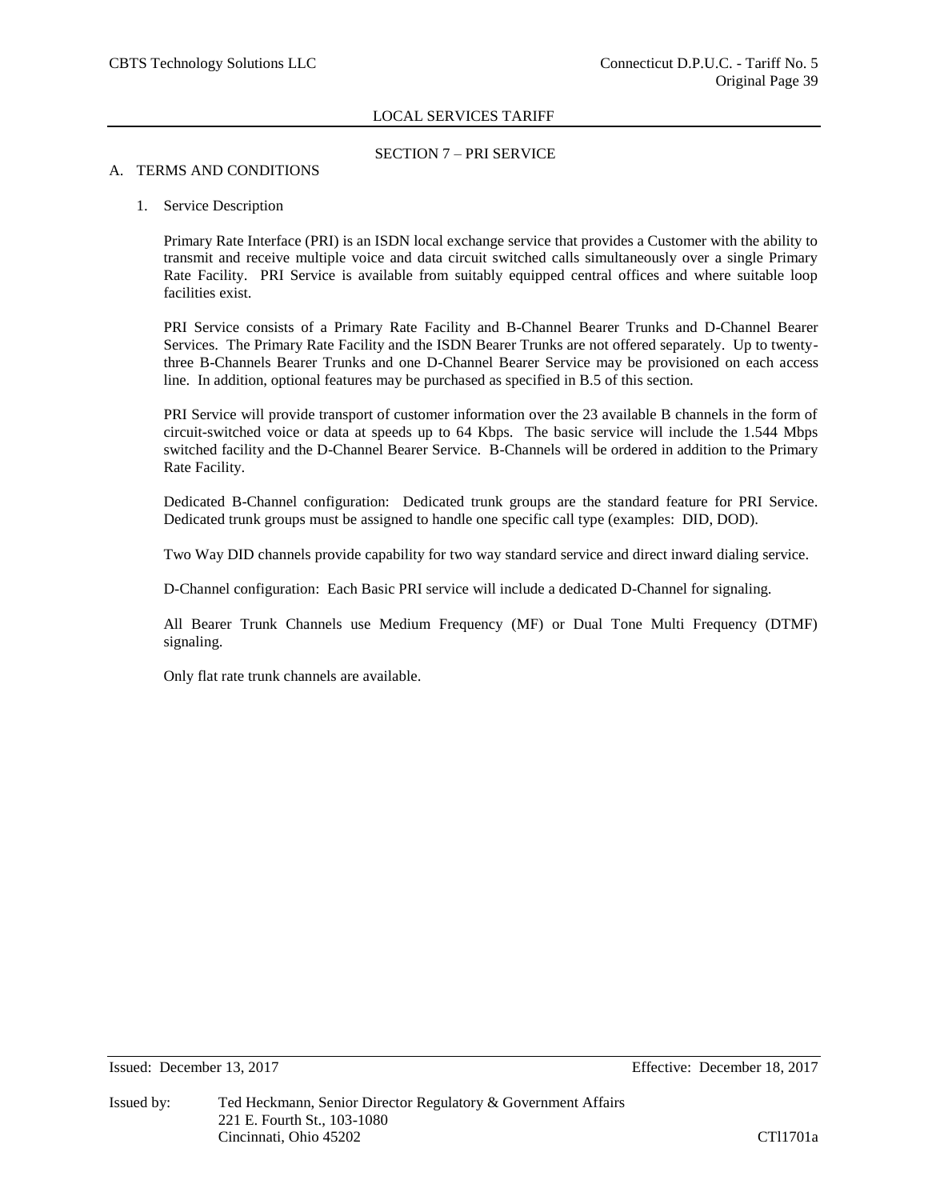## SECTION 7 – PRI SERVICE

### A. TERMS AND CONDITIONS

1. Service Description

   Primary Rate Interface (PRI) is an ISDN local exchange service that provides a Customer with the ability to transmit and receive multiple voice and data circuit switched calls simultaneously over a single Primary Rate Facility. PRI Service is available from suitably equipped central offices and where suitable loop facilities exist.

   PRI Service consists of a Primary Rate Facility and B-Channel Bearer Trunks and D-Channel Bearer Services. The Primary Rate Facility and the ISDN Bearer Trunks are not offered separately. Up to twenty-three B-Channels Bearer Trunks and one D-Channel Bearer Service may be provisioned on each access line. In addition, optional features may be purchased as specified in B.5 of this section.

   PRI Service will provide transport of customer information over the 23 available B channels in the form of circuit-switched voice or data at speeds up to 64 Kbps. The basic service will include the 1.544 Mbps switched facility and the D-Channel Bearer Service. B-Channels will be ordered in addition to the Primary Rate Facility.

   Dedicated B-Channel configuration: Dedicated trunk groups are the standard feature for PRI Service. Dedicated trunk groups must be assigned to handle one specific call type (examples: DID, DOD).

   Two Way DID channels provide capability for two way standard service and direct inward dialing service.

   D-Channel configuration: Each Basic PRI service will include a dedicated D-Channel for signaling.

   All Bearer Trunk Channels use Medium Frequency (MF) or Dual Tone Multi Frequency (DTMF) signaling.

   Only flat rate trunk channels are available.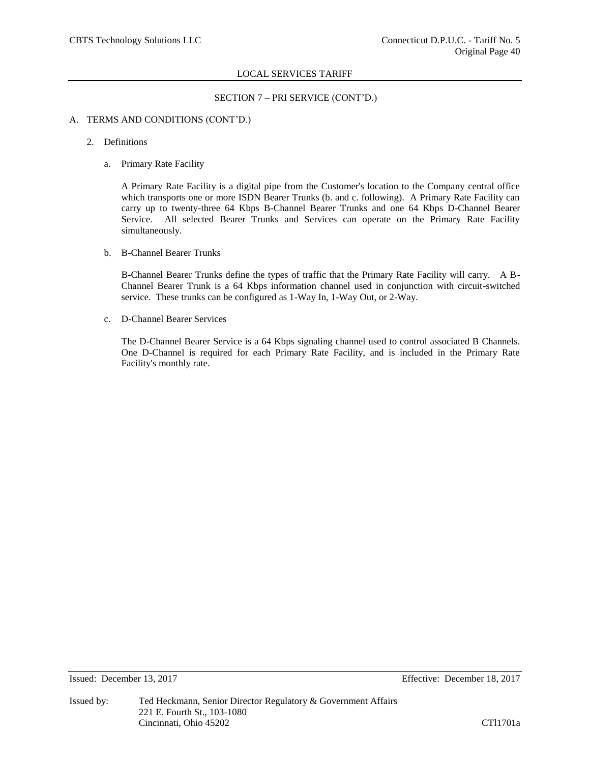## SECTION 7 – PRI SERVICE (CONT'D.)

A. TERMS AND CONDITIONS (CONT'D.)

2. Definitions

   a. Primary Rate Facility

      A Primary Rate Facility is a digital pipe from the Customer's location to the Company central office which transports one or more ISDN Bearer Trunks (b. and c. following). A Primary Rate Facility can carry up to twenty-three 64 Kbps B-Channel Bearer Trunks and one 64 Kbps D-Channel Bearer Service. All selected Bearer Trunks and Services can operate on the Primary Rate Facility simultaneously.

   b. B-Channel Bearer Trunks

      B-Channel Bearer Trunks define the types of traffic that the Primary Rate Facility will carry. A B-Channel Bearer Trunk is a 64 Kbps information channel used in conjunction with circuit-switched service. These trunks can be configured as 1-Way In, 1-Way Out, or 2-Way.

   c. D-Channel Bearer Services

      The D-Channel Bearer Service is a 64 Kbps signaling channel used to control associated B Channels. One D-Channel is required for each Primary Rate Facility, and is included in the Primary Rate Facility's monthly rate.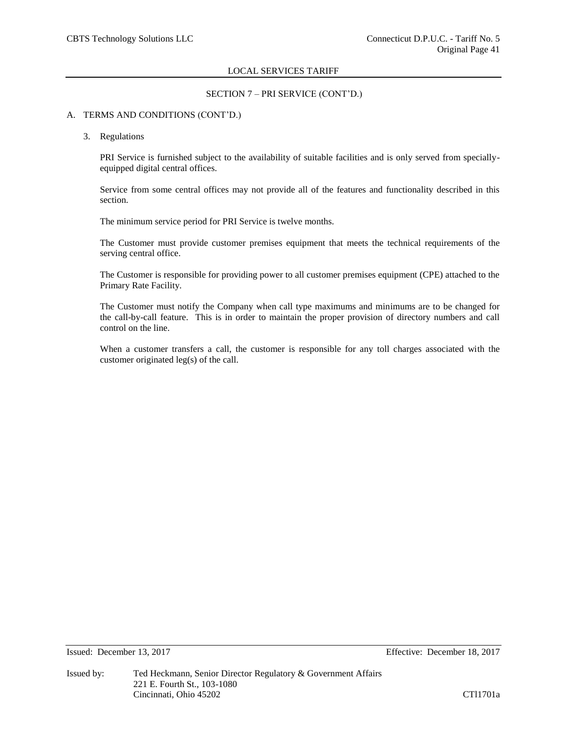LOCAL SERVICES TARIFF

## SECTION 7 – PRI SERVICE (CONT'D.)

### A. TERMS AND CONDITIONS (CONT'D.)

3. Regulations

   PRI Service is furnished subject to the availability of suitable facilities and is only served from specially-equipped digital central offices.

   Service from some central offices may not provide all of the features and functionality described in this section.

   The minimum service period for PRI Service is twelve months.

   The Customer must provide customer premises equipment that meets the technical requirements of the serving central office.

   The Customer is responsible for providing power to all customer premises equipment (CPE) attached to the Primary Rate Facility.

   The Customer must notify the Company when call type maximums and minimums are to be changed for the call-by-call feature. This is in order to maintain the proper provision of directory numbers and call control on the line.

   When a customer transfers a call, the customer is responsible for any toll charges associated with the customer originated leg(s) of the call.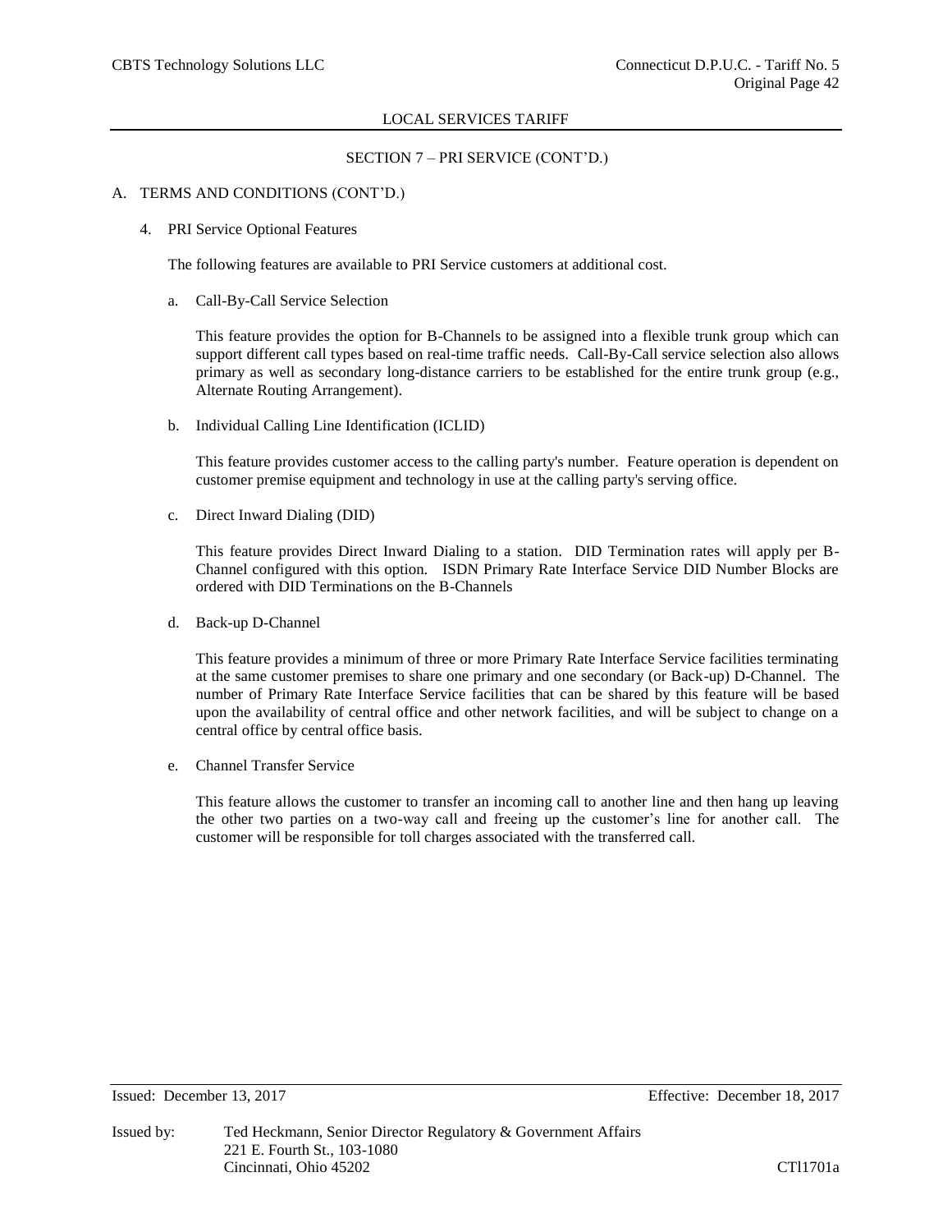## SECTION 7 – PRI SERVICE (CONT'D.)

A. TERMS AND CONDITIONS (CONT'D.)

4. PRI Service Optional Features

The following features are available to PRI Service customers at additional cost.

a. Call-By-Call Service Selection

This feature provides the option for B-Channels to be assigned into a flexible trunk group which can support different call types based on real-time traffic needs. Call-By-Call service selection also allows primary as well as secondary long-distance carriers to be established for the entire trunk group (e.g., Alternate Routing Arrangement).

b. Individual Calling Line Identification (ICLID)

This feature provides customer access to the calling party's number. Feature operation is dependent on customer premise equipment and technology in use at the calling party's serving office.

c. Direct Inward Dialing (DID)

This feature provides Direct Inward Dialing to a station. DID Termination rates will apply per B-Channel configured with this option. ISDN Primary Rate Interface Service DID Number Blocks are ordered with DID Terminations on the B-Channels

d. Back-up D-Channel

This feature provides a minimum of three or more Primary Rate Interface Service facilities terminating at the same customer premises to share one primary and one secondary (or Back-up) D-Channel. The number of Primary Rate Interface Service facilities that can be shared by this feature will be based upon the availability of central office and other network facilities, and will be subject to change on a central office by central office basis.

e. Channel Transfer Service

This feature allows the customer to transfer an incoming call to another line and then hang up leaving the other two parties on a two-way call and freeing up the customer's line for another call. The customer will be responsible for toll charges associated with the transferred call.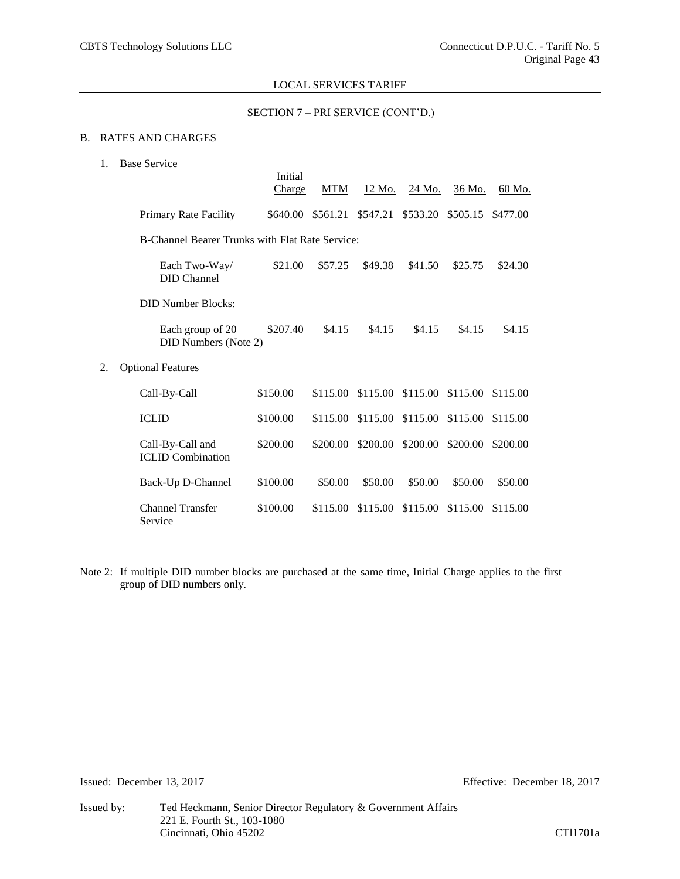LOCAL SERVICES TARIFF

SECTION 7 – PRI SERVICE (CONT'D.)

B. RATES AND CHARGES

1. Base Service

| | Initial Charge | MTM | 12 Mo. | 24 Mo. | 36 Mo. | 60 Mo. |
|---|---|---|---|---|---|---|
| Primary Rate Facility | $640.00 | $561.21 | $547.21 | $533.20 | $505.15 | $477.00 |
| B-Channel Bearer Trunks with Flat Rate Service: | | | | | | |
| Each Two-Way/ DID Channel | $21.00 | $57.25 | $49.38 | $41.50 | $25.75 | $24.30 |
| DID Number Blocks: | | | | | | |
| Each group of 20 DID Numbers (Note 2) | $207.40 | $4.15 | $4.15 | $4.15 | $4.15 | $4.15 |

2. Optional Features

| | Initial Charge | MTM | 12 Mo. | 24 Mo. | 36 Mo. | 60 Mo. |
|---|---|---|---|---|---|---|
| Call-By-Call | $150.00 | $115.00 | $115.00 | $115.00 | $115.00 | $115.00 |
| ICLID | $100.00 | $115.00 | $115.00 | $115.00 | $115.00 | $115.00 |
| Call-By-Call and ICLID Combination | $200.00 | $200.00 | $200.00 | $200.00 | $200.00 | $200.00 |
| Back-Up D-Channel | $100.00 | $50.00 | $50.00 | $50.00 | $50.00 | $50.00 |
| Channel Transfer Service | $100.00 | $115.00 | $115.00 | $115.00 | $115.00 | $115.00 |

Note 2: If multiple DID number blocks are purchased at the same time, Initial Charge applies to the first group of DID numbers only.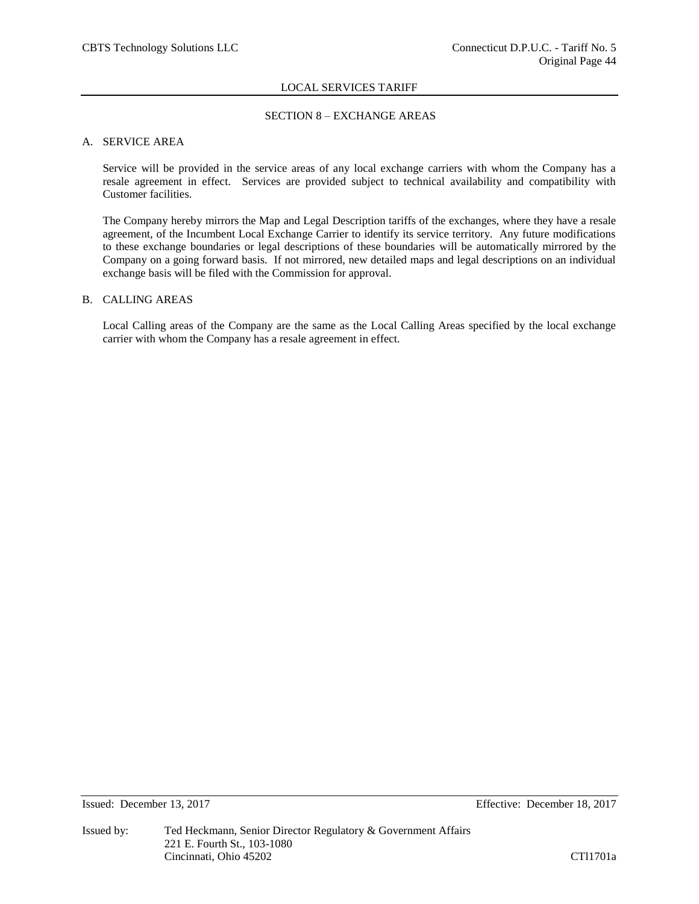## SECTION 8 – EXCHANGE AREAS

### A. SERVICE AREA

Service will be provided in the service areas of any local exchange carriers with whom the Company has a resale agreement in effect. Services are provided subject to technical availability and compatibility with Customer facilities.

The Company hereby mirrors the Map and Legal Description tariffs of the exchanges, where they have a resale agreement, of the Incumbent Local Exchange Carrier to identify its service territory. Any future modifications to these exchange boundaries or legal descriptions of these boundaries will be automatically mirrored by the Company on a going forward basis. If not mirrored, new detailed maps and legal descriptions on an individual exchange basis will be filed with the Commission for approval.

### B. CALLING AREAS

Local Calling areas of the Company are the same as the Local Calling Areas specified by the local exchange carrier with whom the Company has a resale agreement in effect.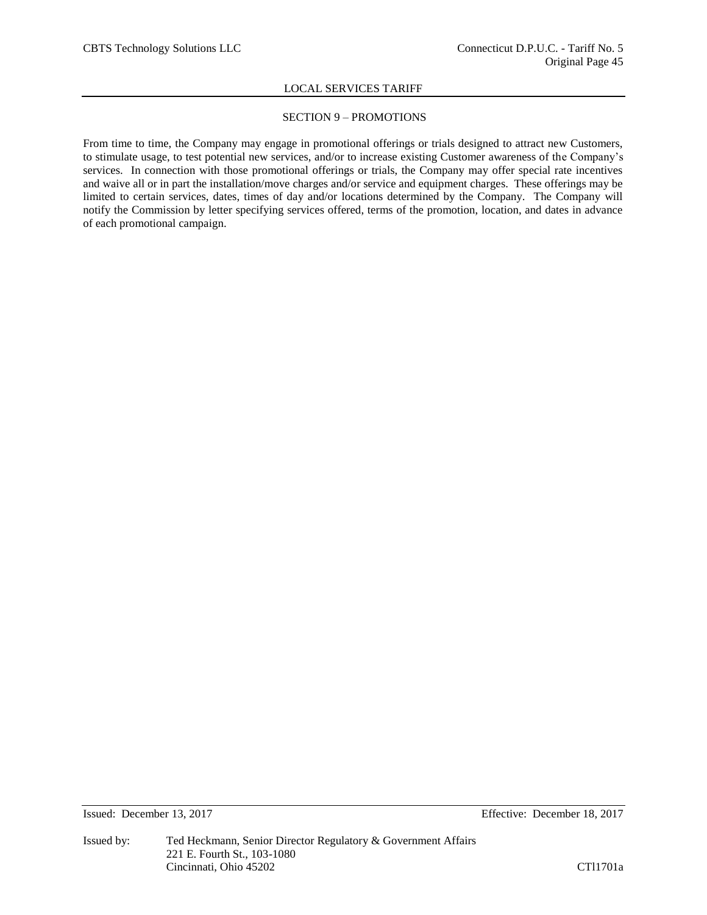## SECTION 9 – PROMOTIONS

From time to time, the Company may engage in promotional offerings or trials designed to attract new Customers, to stimulate usage, to test potential new services, and/or to increase existing Customer awareness of the Company's services. In connection with those promotional offerings or trials, the Company may offer special rate incentives and waive all or in part the installation/move charges and/or service and equipment charges. These offerings may be limited to certain services, dates, times of day and/or locations determined by the Company. The Company will notify the Commission by letter specifying services offered, terms of the promotion, location, and dates in advance of each promotional campaign.